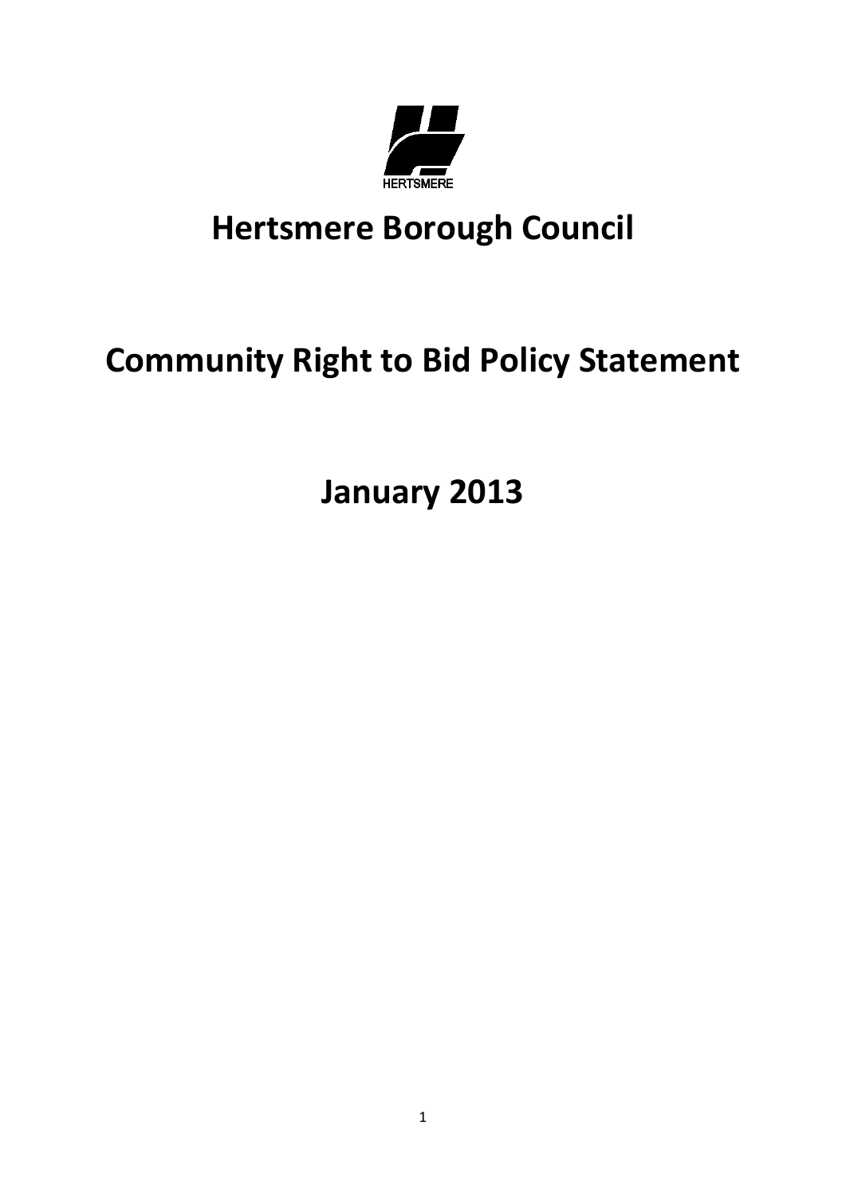HERTSMERE

# Hertsmere Borough Council

# Community Right to Bid Policy Statement

# January 2013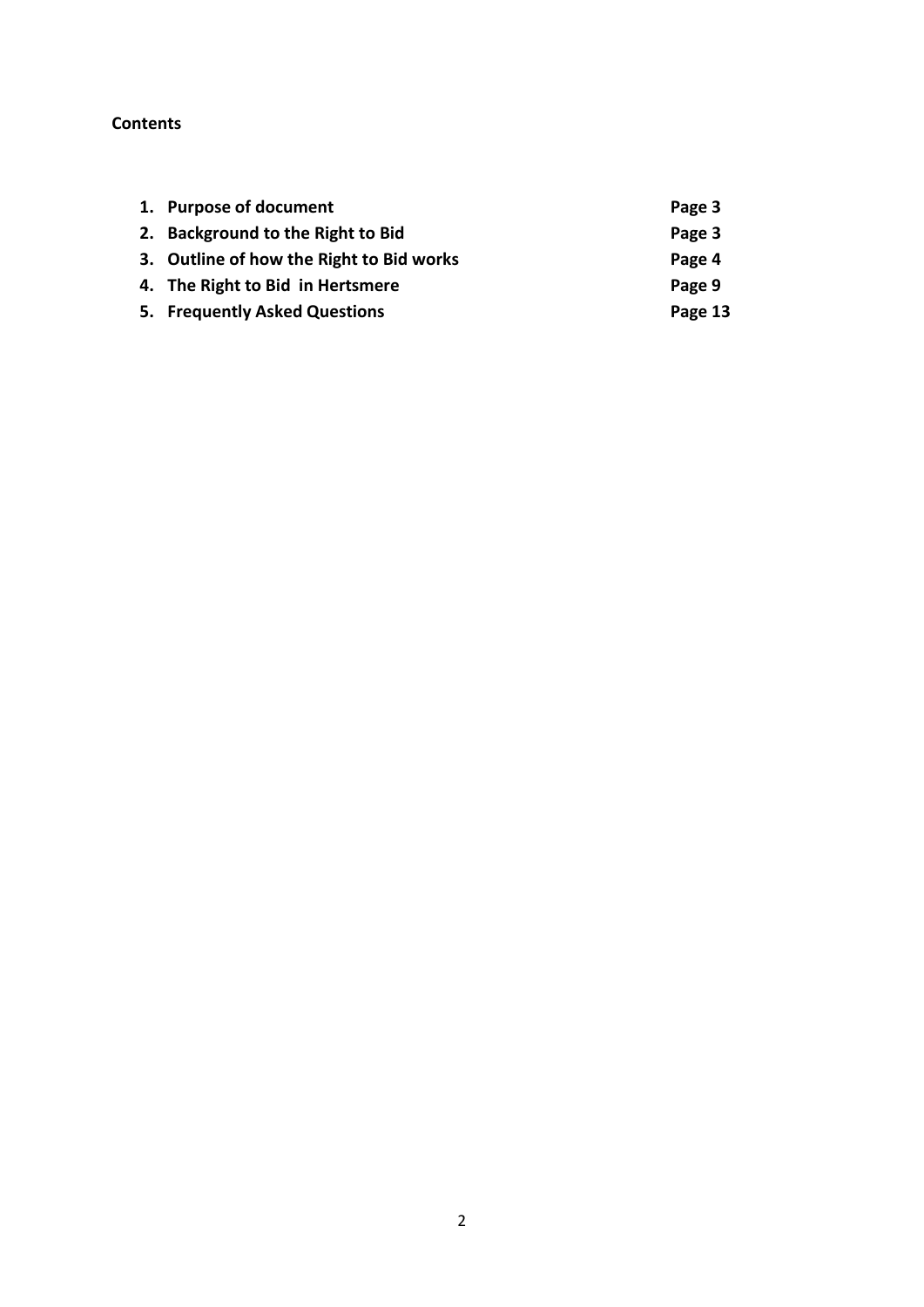**Contents**

| | |
|---|---|
| **1. Purpose of document** | **Page 3** |
| **2. Background to the Right to Bid** | **Page 3** |
| **3. Outline of how the Right to Bid works** | **Page 4** |
| **4. The Right to Bid in Hertsmere** | **Page 9** |
| **5. Frequently Asked Questions** | **Page 13** |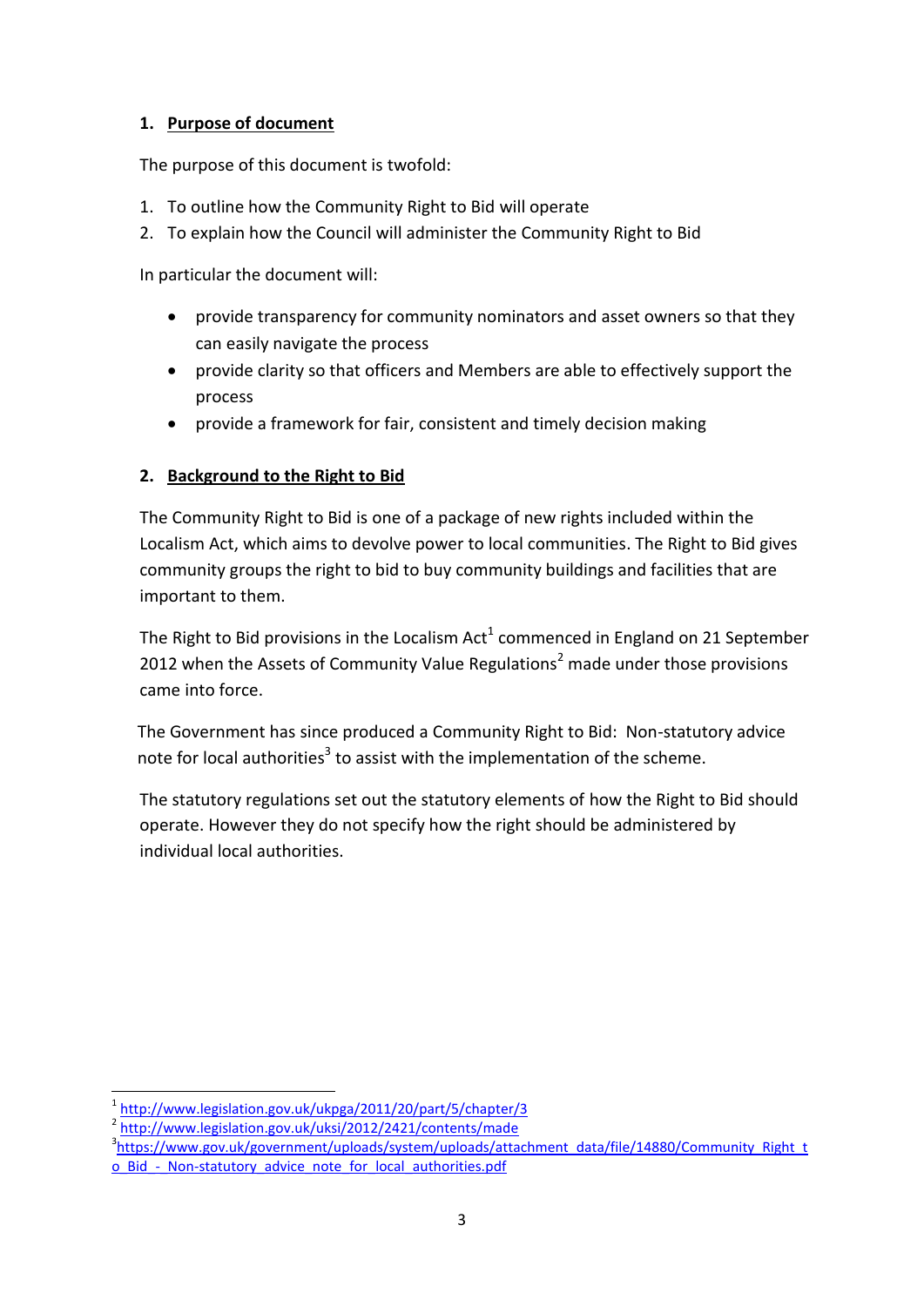## 1. Purpose of document

The purpose of this document is twofold:

1. To outline how the Community Right to Bid will operate
2. To explain how the Council will administer the Community Right to Bid

In particular the document will:

- provide transparency for community nominators and asset owners so that they can easily navigate the process
- provide clarity so that officers and Members are able to effectively support the process
- provide a framework for fair, consistent and timely decision making

## 2. Background to the Right to Bid

The Community Right to Bid is one of a package of new rights included within the Localism Act, which aims to devolve power to local communities. The Right to Bid gives community groups the right to bid to buy community buildings and facilities that are important to them.

The Right to Bid provisions in the Localism Act[1] commenced in England on 21 September 2012 when the Assets of Community Value Regulations[2] made under those provisions came into force.

The Government has since produced a Community Right to Bid: Non-statutory advice note for local authorities[3] to assist with the implementation of the scheme.

The statutory regulations set out the statutory elements of how the Right to Bid should operate. However they do not specify how the right should be administered by individual local authorities.

---

[1] http://www.legislation.gov.uk/ukpga/2011/20/part/5/chapter/3
[2] http://www.legislation.gov.uk/uksi/2012/2421/contents/made
[3] https://www.gov.uk/government/uploads/system/uploads/attachment_data/file/14880/Community_Right_to_Bid_-_Non-statutory_advice_note_for_local_authorities.pdf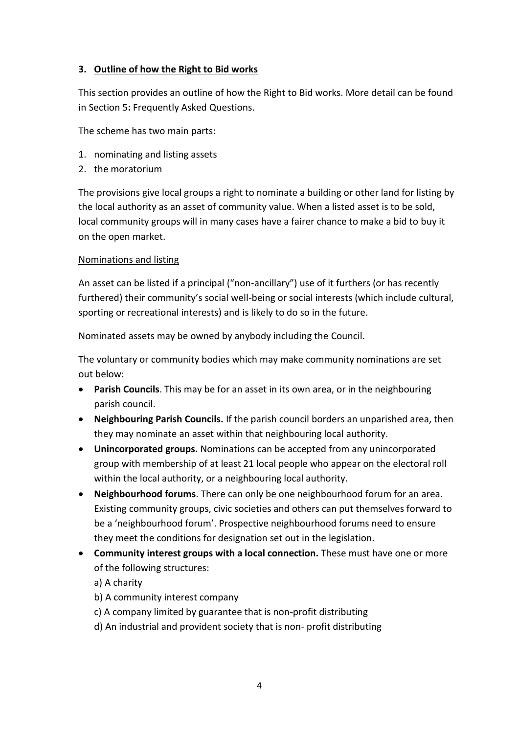### 3. Outline of how the Right to Bid works

This section provides an outline of how the Right to Bid works. More detail can be found in Section 5**:** Frequently Asked Questions.

The scheme has two main parts:

1. nominating and listing assets
2. the moratorium

The provisions give local groups a right to nominate a building or other land for listing by the local authority as an asset of community value. When a listed asset is to be sold, local community groups will in many cases have a fairer chance to make a bid to buy it on the open market.

Nominations and listing

An asset can be listed if a principal ("non-ancillary") use of it furthers (or has recently furthered) their community's social well-being or social interests (which include cultural, sporting or recreational interests) and is likely to do so in the future.

Nominated assets may be owned by anybody including the Council.

The voluntary or community bodies which may make community nominations are set out below:

- **Parish Councils**. This may be for an asset in its own area, or in the neighbouring parish council.
- **Neighbouring Parish Councils.** If the parish council borders an unparished area, then they may nominate an asset within that neighbouring local authority.
- **Unincorporated groups.** Nominations can be accepted from any unincorporated group with membership of at least 21 local people who appear on the electoral roll within the local authority, or a neighbouring local authority.
- **Neighbourhood forums**. There can only be one neighbourhood forum for an area. Existing community groups, civic societies and others can put themselves forward to be a 'neighbourhood forum'. Prospective neighbourhood forums need to ensure they meet the conditions for designation set out in the legislation.
- **Community interest groups with a local connection.** These must have one or more of the following structures:

  a) A charity

  b) A community interest company

  c) A company limited by guarantee that is non-profit distributing

  d) An industrial and provident society that is non- profit distributing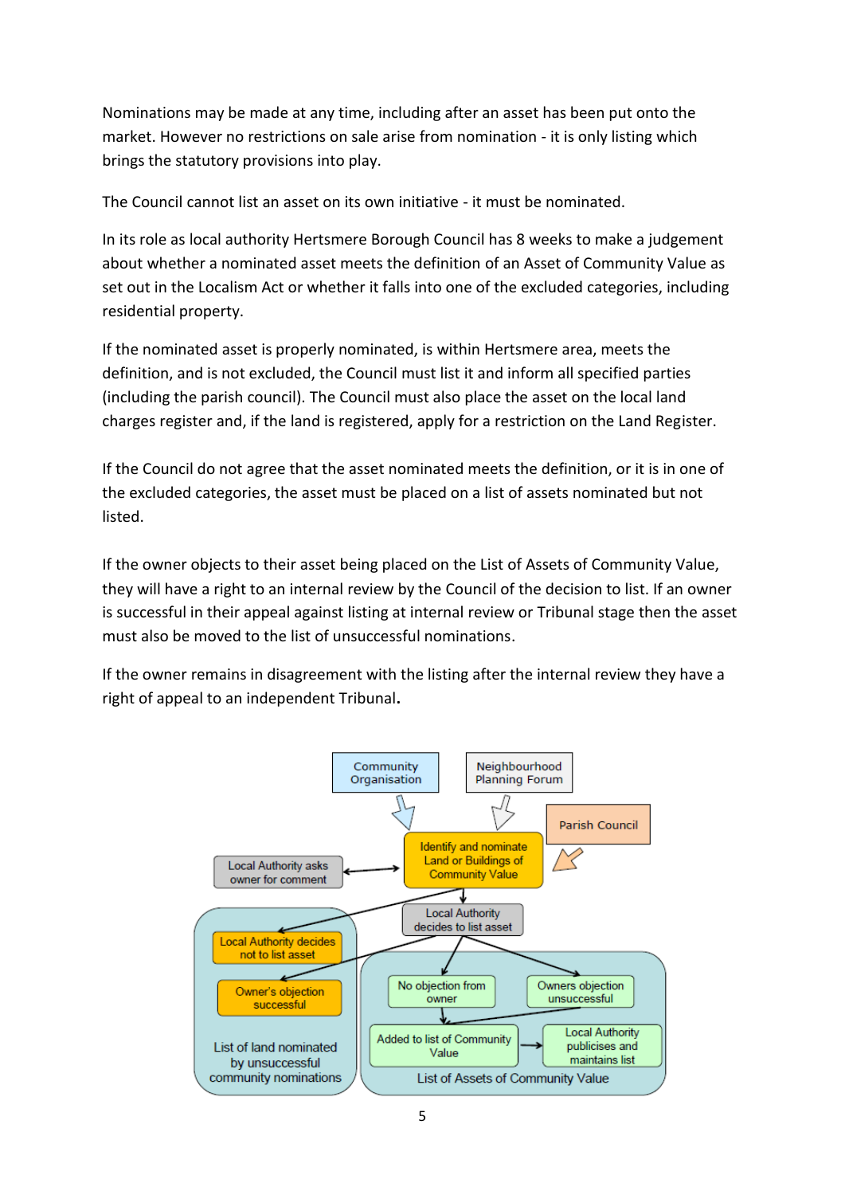Nominations may be made at any time, including after an asset has been put onto the market. However no restrictions on sale arise from nomination - it is only listing which brings the statutory provisions into play.

The Council cannot list an asset on its own initiative - it must be nominated.

In its role as local authority Hertsmere Borough Council has 8 weeks to make a judgement about whether a nominated asset meets the definition of an Asset of Community Value as set out in the Localism Act or whether it falls into one of the excluded categories, including residential property.

If the nominated asset is properly nominated, is within Hertsmere area, meets the definition, and is not excluded, the Council must list it and inform all specified parties (including the parish council). The Council must also place the asset on the local land charges register and, if the land is registered, apply for a restriction on the Land Register.

If the Council do not agree that the asset nominated meets the definition, or it is in one of the excluded categories, the asset must be placed on a list of assets nominated but not listed.

If the owner objects to their asset being placed on the List of Assets of Community Value, they will have a right to an internal review by the Council of the decision to list. If an owner is successful in their appeal against listing at internal review or Tribunal stage then the asset must also be moved to the list of unsuccessful nominations.

If the owner remains in disagreement with the listing after the internal review they have a right of appeal to an independent Tribunal**.**

Community Organisation

Neighbourhood Planning Forum

Parish Council

Identify and nominate Land or Buildings of Community Value

Local Authority asks owner for comment

Local Authority decides to list asset

Local Authority decides not to list asset

Owner's objection successful

List of land nominated by unsuccessful community nominations

No objection from owner

Owners objection unsuccessful

Added to list of Community Value

Local Authority publicises and maintains list

List of Assets of Community Value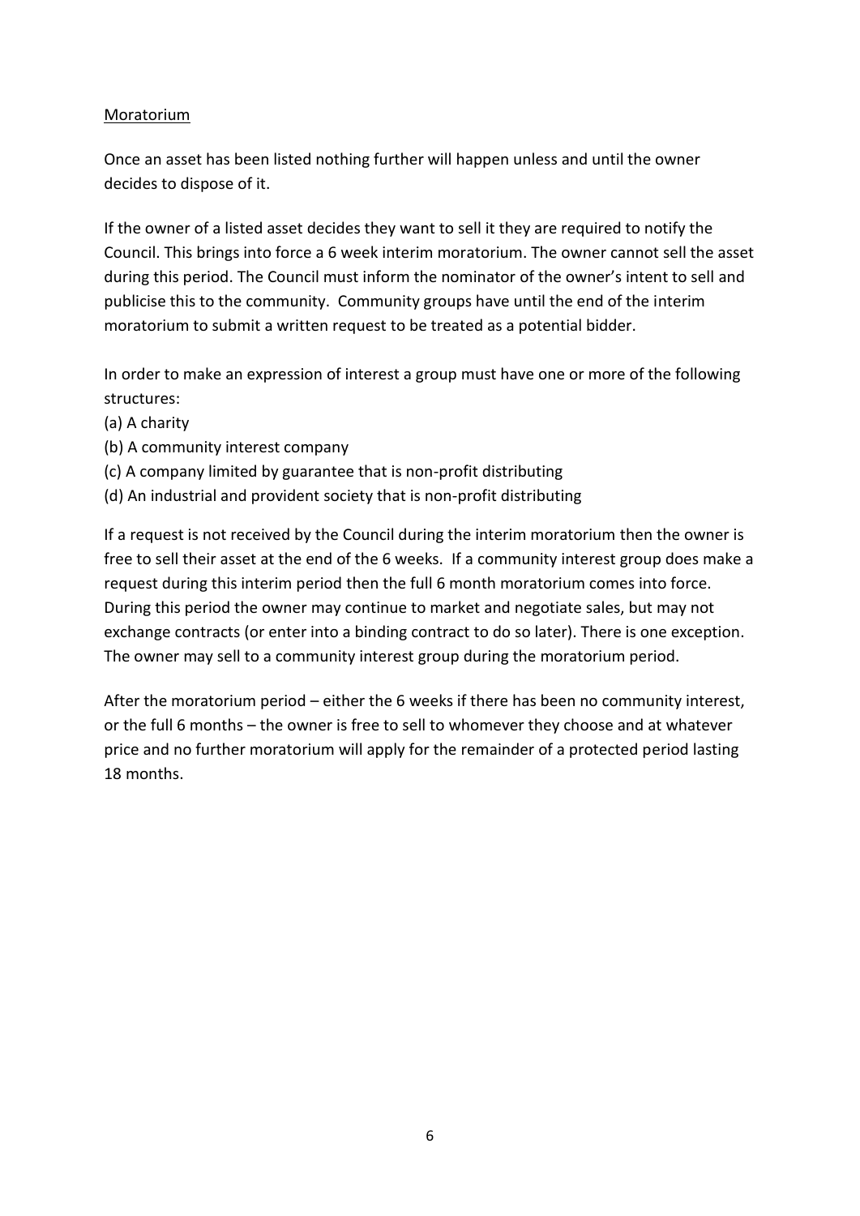## Moratorium

Once an asset has been listed nothing further will happen unless and until the owner decides to dispose of it.

If the owner of a listed asset decides they want to sell it they are required to notify the Council. This brings into force a 6 week interim moratorium. The owner cannot sell the asset during this period. The Council must inform the nominator of the owner's intent to sell and publicise this to the community. Community groups have until the end of the interim moratorium to submit a written request to be treated as a potential bidder.

In order to make an expression of interest a group must have one or more of the following structures:

(a) A charity
(b) A community interest company
(c) A company limited by guarantee that is non-profit distributing
(d) An industrial and provident society that is non-profit distributing

If a request is not received by the Council during the interim moratorium then the owner is free to sell their asset at the end of the 6 weeks. If a community interest group does make a request during this interim period then the full 6 month moratorium comes into force. During this period the owner may continue to market and negotiate sales, but may not exchange contracts (or enter into a binding contract to do so later). There is one exception. The owner may sell to a community interest group during the moratorium period.

After the moratorium period – either the 6 weeks if there has been no community interest, or the full 6 months – the owner is free to sell to whomever they choose and at whatever price and no further moratorium will apply for the remainder of a protected period lasting 18 months.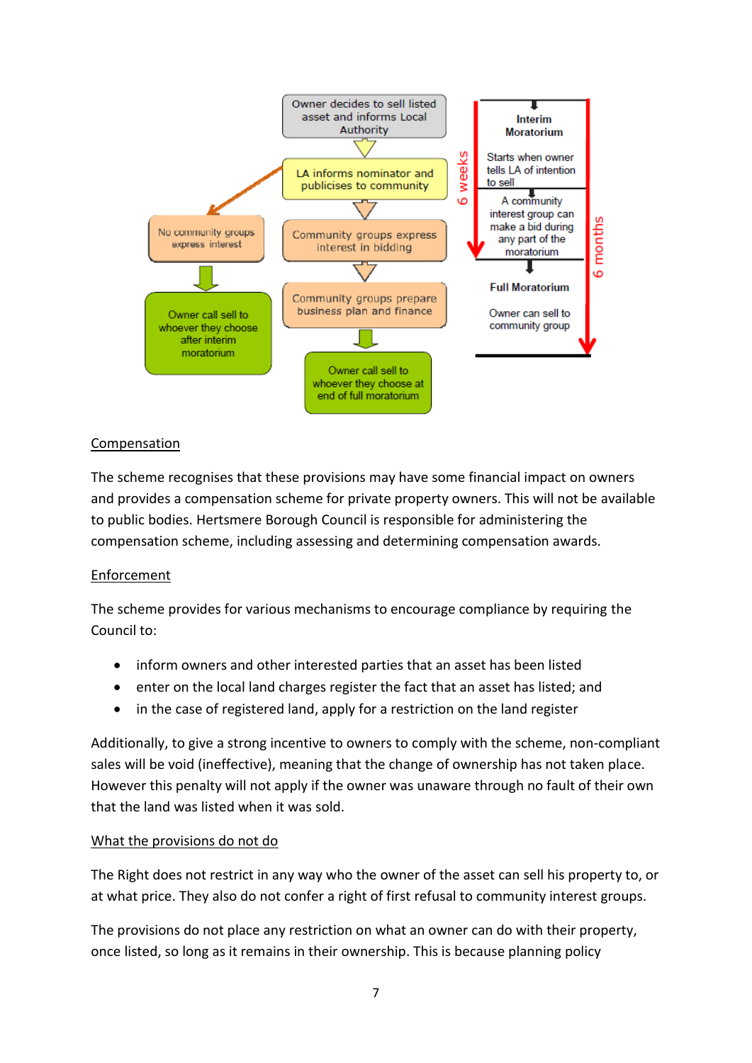Owner decides to sell listed asset and informs Local Authority

LA informs nominator and publicises to community

No community groups express interest

Owner call sell to whoever they choose after interim moratorium

Community groups express interest in bidding

Community groups prepare business plan and finance

Owner call sell to whoever they choose at end of full moratorium

6 weeks

Interim Moratorium

Starts when owner tells LA of intention to sell

A community interest group can make a bid during any part of the moratorium

Full Moratorium

Owner can sell to community group

6 months

Compensation

The scheme recognises that these provisions may have some financial impact on owners and provides a compensation scheme for private property owners. This will not be available to public bodies. Hertsmere Borough Council is responsible for administering the compensation scheme, including assessing and determining compensation awards.

Enforcement

The scheme provides for various mechanisms to encourage compliance by requiring the Council to:

- inform owners and other interested parties that an asset has been listed
- enter on the local land charges register the fact that an asset has listed; and
- in the case of registered land, apply for a restriction on the land register

Additionally, to give a strong incentive to owners to comply with the scheme, non-compliant sales will be void (ineffective), meaning that the change of ownership has not taken place. However this penalty will not apply if the owner was unaware through no fault of their own that the land was listed when it was sold.

What the provisions do not do

The Right does not restrict in any way who the owner of the asset can sell his property to, or at what price. They also do not confer a right of first refusal to community interest groups.

The provisions do not place any restriction on what an owner can do with their property, once listed, so long as it remains in their ownership. This is because planning policy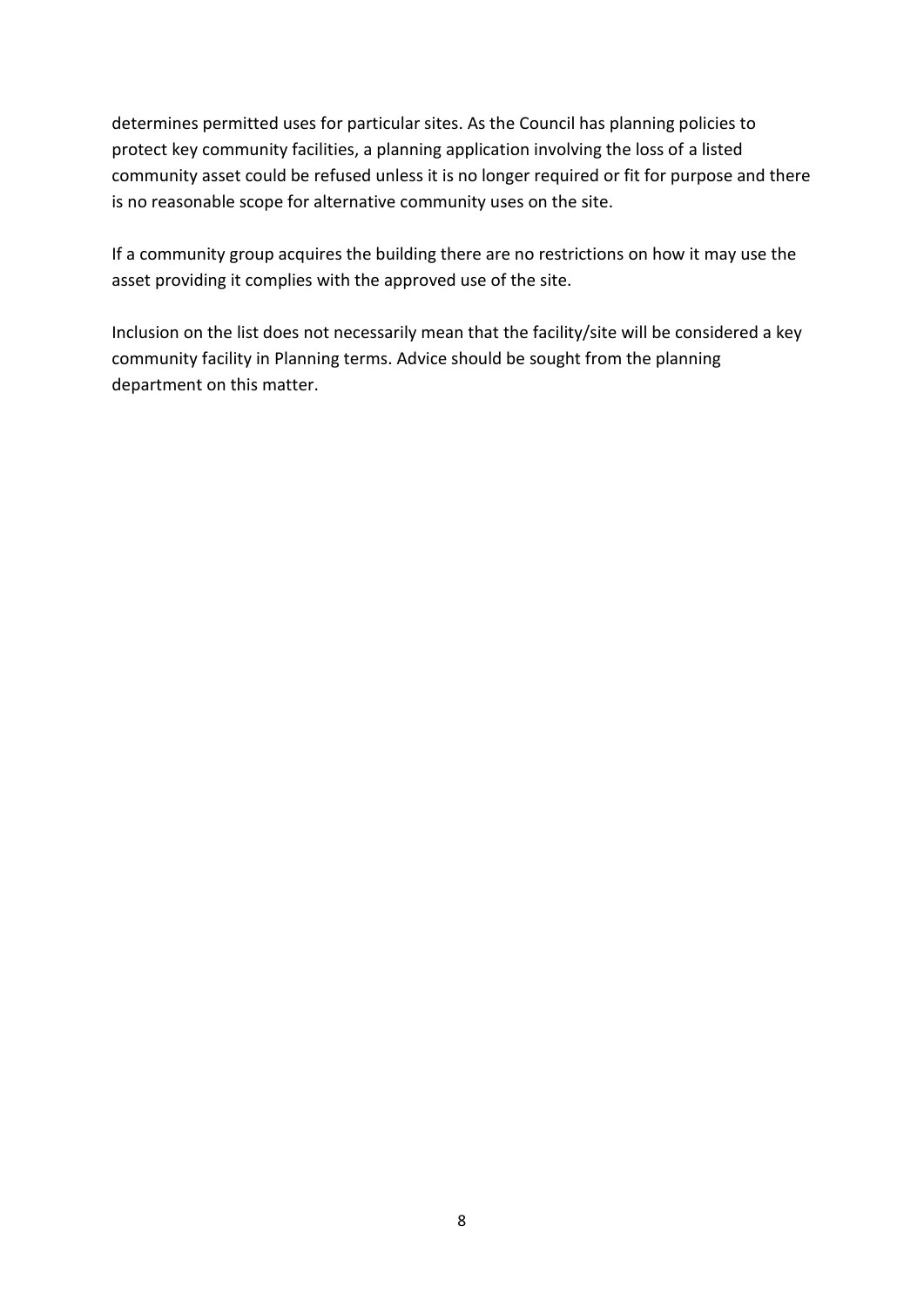determines permitted uses for particular sites. As the Council has planning policies to protect key community facilities, a planning application involving the loss of a listed community asset could be refused unless it is no longer required or fit for purpose and there is no reasonable scope for alternative community uses on the site.

If a community group acquires the building there are no restrictions on how it may use the asset providing it complies with the approved use of the site.

Inclusion on the list does not necessarily mean that the facility/site will be considered a key community facility in Planning terms. Advice should be sought from the planning department on this matter.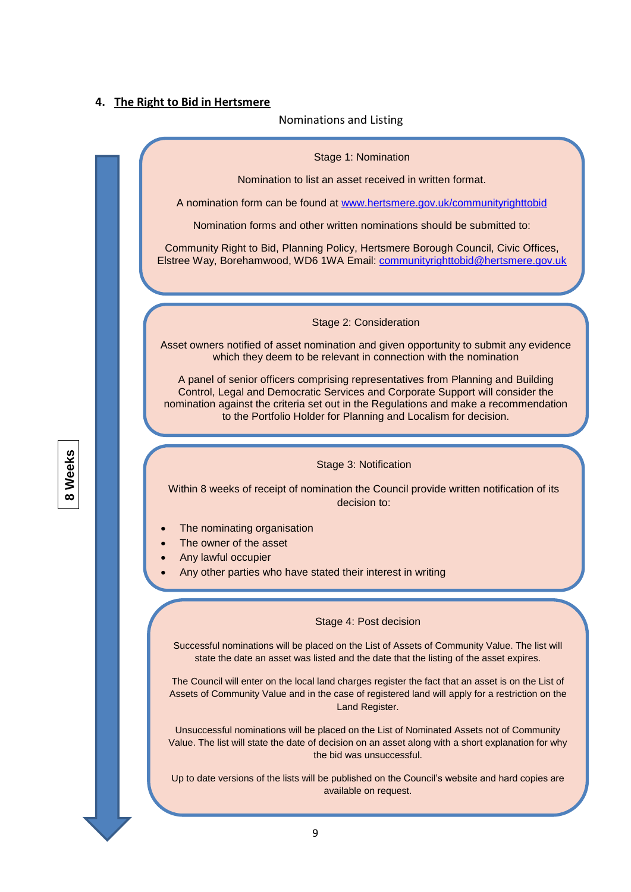## 4. The Right to Bid in Hertsmere

Nominations and Listing

**8 Weeks**

### Stage 1: Nomination

Nomination to list an asset received in written format.

A nomination form can be found at www.hertsmere.gov.uk/communityrighttobid

Nomination forms and other written nominations should be submitted to:

Community Right to Bid, Planning Policy, Hertsmere Borough Council, Civic Offices, Elstree Way, Borehamwood, WD6 1WA Email: communityrighttobid@hertsmere.gov.uk

### Stage 2: Consideration

Asset owners notified of asset nomination and given opportunity to submit any evidence which they deem to be relevant in connection with the nomination

A panel of senior officers comprising representatives from Planning and Building Control, Legal and Democratic Services and Corporate Support will consider the nomination against the criteria set out in the Regulations and make a recommendation to the Portfolio Holder for Planning and Localism for decision.

### Stage 3: Notification

Within 8 weeks of receipt of nomination the Council provide written notification of its decision to:

- The nominating organisation
- The owner of the asset
- Any lawful occupier
- Any other parties who have stated their interest in writing

### Stage 4: Post decision

Successful nominations will be placed on the List of Assets of Community Value. The list will state the date an asset was listed and the date that the listing of the asset expires.

The Council will enter on the local land charges register the fact that an asset is on the List of Assets of Community Value and in the case of registered land will apply for a restriction on the Land Register.

Unsuccessful nominations will be placed on the List of Nominated Assets not of Community Value. The list will state the date of decision on an asset along with a short explanation for why the bid was unsuccessful.

Up to date versions of the lists will be published on the Council's website and hard copies are available on request.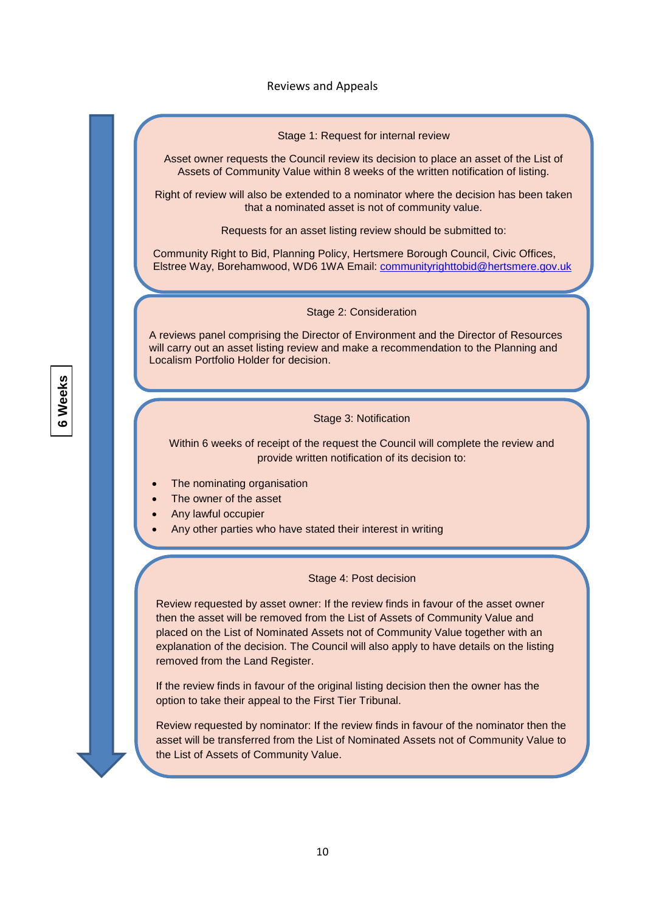## Reviews and Appeals

**6 Weeks**

### Stage 1: Request for internal review

Asset owner requests the Council review its decision to place an asset of the List of Assets of Community Value within 8 weeks of the written notification of listing.

Right of review will also be extended to a nominator where the decision has been taken that a nominated asset is not of community value.

Requests for an asset listing review should be submitted to:

Community Right to Bid, Planning Policy, Hertsmere Borough Council, Civic Offices, Elstree Way, Borehamwood, WD6 1WA Email: communityrighttobid@hertsmere.gov.uk

### Stage 2: Consideration

A reviews panel comprising the Director of Environment and the Director of Resources will carry out an asset listing review and make a recommendation to the Planning and Localism Portfolio Holder for decision.

### Stage 3: Notification

Within 6 weeks of receipt of the request the Council will complete the review and provide written notification of its decision to:

- The nominating organisation
- The owner of the asset
- Any lawful occupier
- Any other parties who have stated their interest in writing

### Stage 4: Post decision

Review requested by asset owner: If the review finds in favour of the asset owner then the asset will be removed from the List of Assets of Community Value and placed on the List of Nominated Assets not of Community Value together with an explanation of the decision. The Council will also apply to have details on the listing removed from the Land Register.

If the review finds in favour of the original listing decision then the owner has the option to take their appeal to the First Tier Tribunal.

Review requested by nominator: If the review finds in favour of the nominator then the asset will be transferred from the List of Nominated Assets not of Community Value to the List of Assets of Community Value.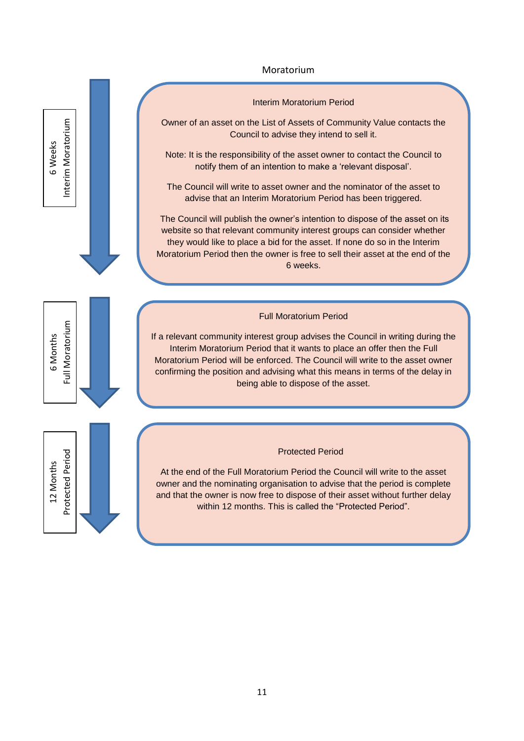# Moratorium

6 Weeks
Interim Moratorium

## Interim Moratorium Period

Owner of an asset on the List of Assets of Community Value contacts the Council to advise they intend to sell it.

Note: It is the responsibility of the asset owner to contact the Council to notify them of an intention to make a 'relevant disposal'.

The Council will write to asset owner and the nominator of the asset to advise that an Interim Moratorium Period has been triggered.

The Council will publish the owner's intention to dispose of the asset on its website so that relevant community interest groups can consider whether they would like to place a bid for the asset. If none do so in the Interim Moratorium Period then the owner is free to sell their asset at the end of the 6 weeks.

6 Months
Full Moratorium

## Full Moratorium Period

If a relevant community interest group advises the Council in writing during the Interim Moratorium Period that it wants to place an offer then the Full Moratorium Period will be enforced. The Council will write to the asset owner confirming the position and advising what this means in terms of the delay in being able to dispose of the asset.

12 Months
Protected Period

## Protected Period

At the end of the Full Moratorium Period the Council will write to the asset owner and the nominating organisation to advise that the period is complete and that the owner is now free to dispose of their asset without further delay within 12 months. This is called the "Protected Period".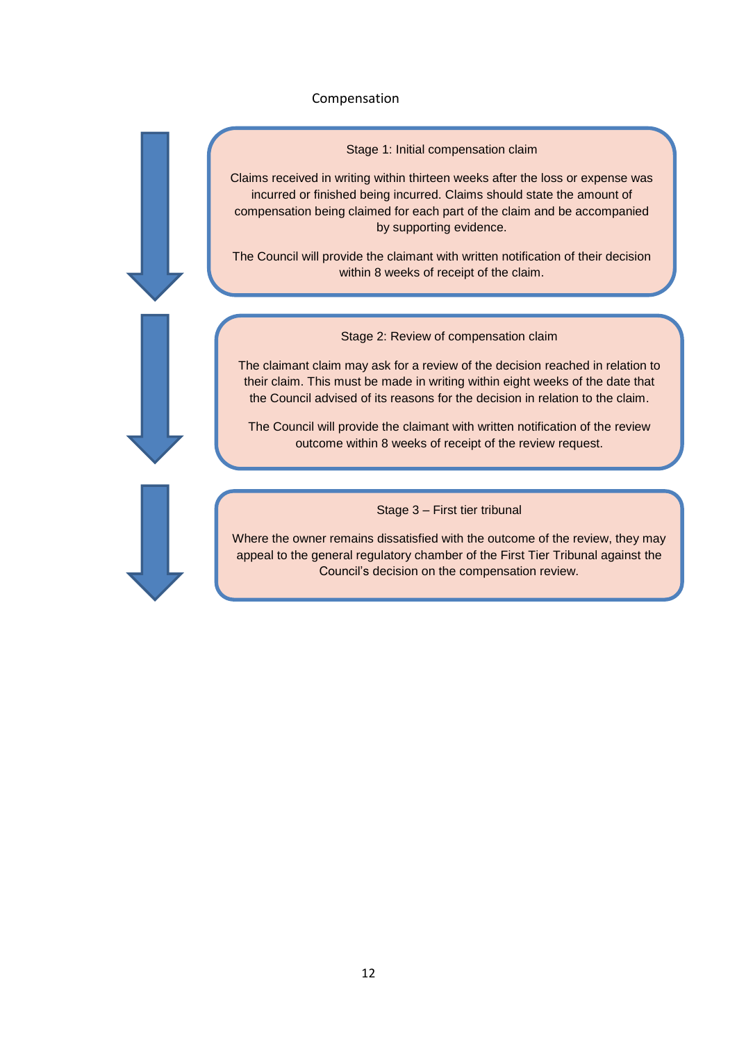## Compensation

### Stage 1: Initial compensation claim

Claims received in writing within thirteen weeks after the loss or expense was incurred or finished being incurred. Claims should state the amount of compensation being claimed for each part of the claim and be accompanied by supporting evidence.

The Council will provide the claimant with written notification of their decision within 8 weeks of receipt of the claim.

### Stage 2: Review of compensation claim

The claimant claim may ask for a review of the decision reached in relation to their claim. This must be made in writing within eight weeks of the date that the Council advised of its reasons for the decision in relation to the claim.

The Council will provide the claimant with written notification of the review outcome within 8 weeks of receipt of the review request.

### Stage 3 – First tier tribunal

Where the owner remains dissatisfied with the outcome of the review, they may appeal to the general regulatory chamber of the First Tier Tribunal against the Council's decision on the compensation review.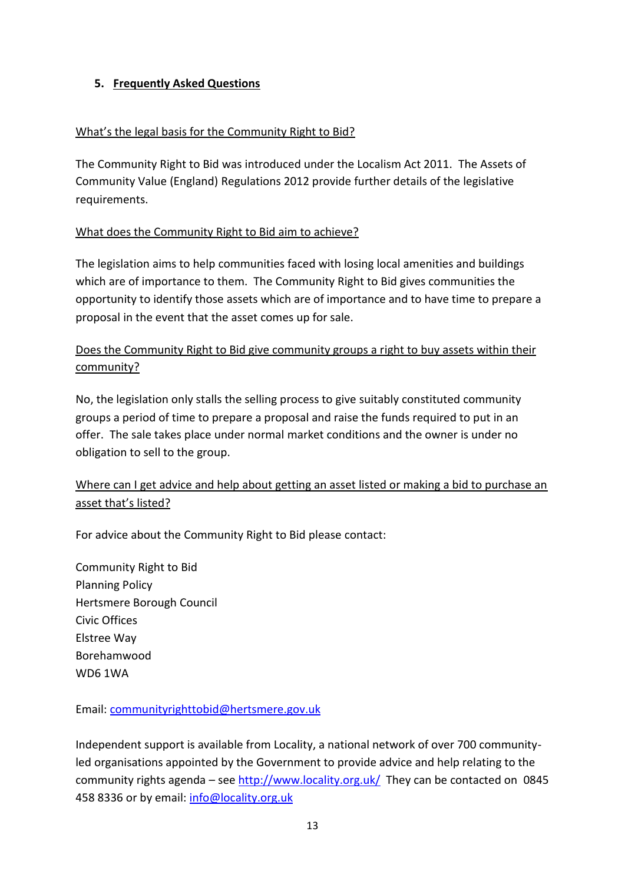## 5. Frequently Asked Questions

What's the legal basis for the Community Right to Bid?

The Community Right to Bid was introduced under the Localism Act 2011. The Assets of Community Value (England) Regulations 2012 provide further details of the legislative requirements.

What does the Community Right to Bid aim to achieve?

The legislation aims to help communities faced with losing local amenities and buildings which are of importance to them. The Community Right to Bid gives communities the opportunity to identify those assets which are of importance and to have time to prepare a proposal in the event that the asset comes up for sale.

Does the Community Right to Bid give community groups a right to buy assets within their community?

No, the legislation only stalls the selling process to give suitably constituted community groups a period of time to prepare a proposal and raise the funds required to put in an offer. The sale takes place under normal market conditions and the owner is under no obligation to sell to the group.

Where can I get advice and help about getting an asset listed or making a bid to purchase an asset that's listed?

For advice about the Community Right to Bid please contact:

Community Right to Bid
Planning Policy
Hertsmere Borough Council
Civic Offices
Elstree Way
Borehamwood
WD6 1WA

Email: communityrighttobid@hertsmere.gov.uk

Independent support is available from Locality, a national network of over 700 community-led organisations appointed by the Government to provide advice and help relating to the community rights agenda – see http://www.locality.org.uk/ They can be contacted on 0845 458 8336 or by email: info@locality.org.uk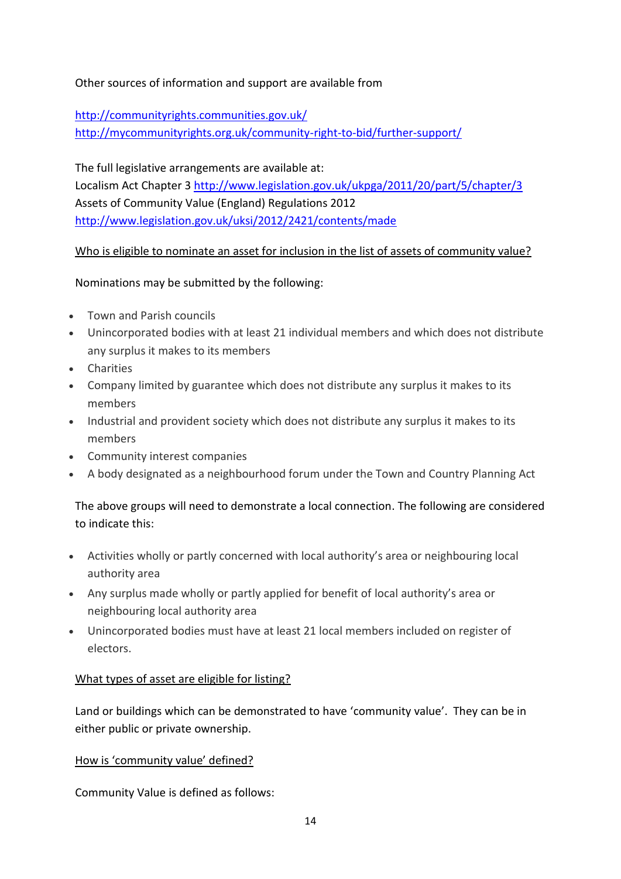Other sources of information and support are available from

http://communityrights.communities.gov.uk/
http://mycommunityrights.org.uk/community-right-to-bid/further-support/

The full legislative arrangements are available at:
Localism Act Chapter 3 http://www.legislation.gov.uk/ukpga/2011/20/part/5/chapter/3
Assets of Community Value (England) Regulations 2012
http://www.legislation.gov.uk/uksi/2012/2421/contents/made

Who is eligible to nominate an asset for inclusion in the list of assets of community value?

Nominations may be submitted by the following:

- Town and Parish councils
- Unincorporated bodies with at least 21 individual members and which does not distribute any surplus it makes to its members
- Charities
- Company limited by guarantee which does not distribute any surplus it makes to its members
- Industrial and provident society which does not distribute any surplus it makes to its members
- Community interest companies
- A body designated as a neighbourhood forum under the Town and Country Planning Act

The above groups will need to demonstrate a local connection. The following are considered to indicate this:

- Activities wholly or partly concerned with local authority's area or neighbouring local authority area
- Any surplus made wholly or partly applied for benefit of local authority's area or neighbouring local authority area
- Unincorporated bodies must have at least 21 local members included on register of electors.

What types of asset are eligible for listing?

Land or buildings which can be demonstrated to have 'community value'. They can be in either public or private ownership.

How is 'community value' defined?

Community Value is defined as follows: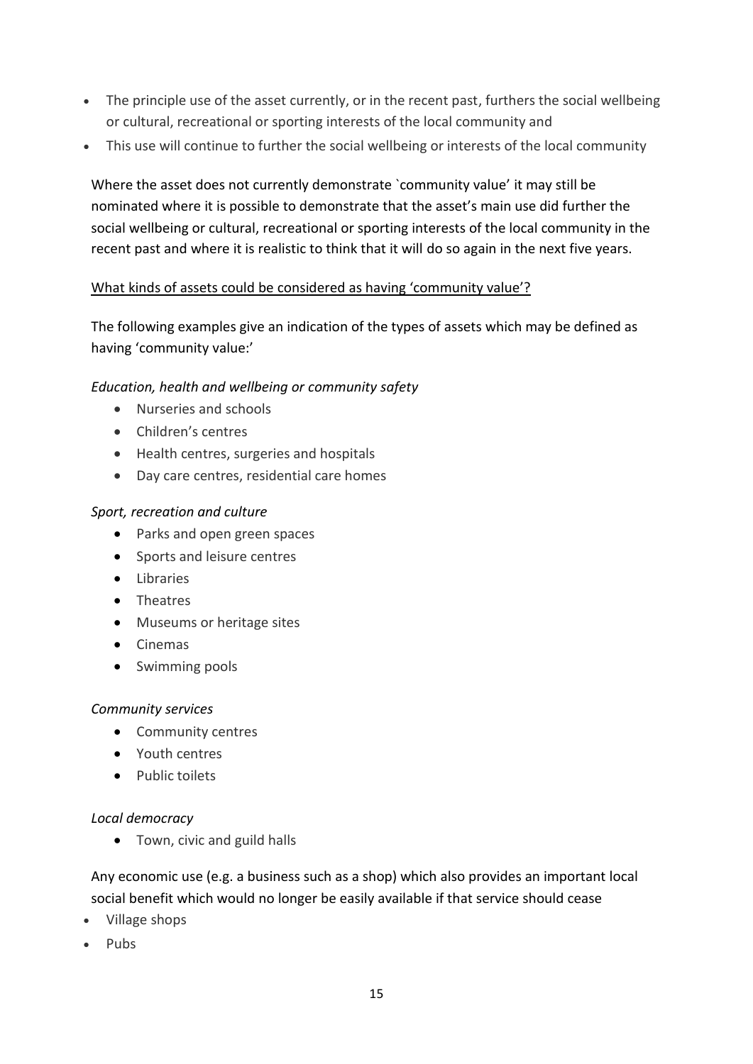- The principle use of the asset currently, or in the recent past, furthers the social wellbeing or cultural, recreational or sporting interests of the local community and
- This use will continue to further the social wellbeing or interests of the local community

Where the asset does not currently demonstrate `community value' it may still be nominated where it is possible to demonstrate that the asset's main use did further the social wellbeing or cultural, recreational or sporting interests of the local community in the recent past and where it is realistic to think that it will do so again in the next five years.

<u>What kinds of assets could be considered as having 'community value'?</u>

The following examples give an indication of the types of assets which may be defined as having 'community value:'

*Education, health and wellbeing or community safety*

- Nurseries and schools
- Children's centres
- Health centres, surgeries and hospitals
- Day care centres, residential care homes

*Sport, recreation and culture*

- Parks and open green spaces
- Sports and leisure centres
- Libraries
- Theatres
- Museums or heritage sites
- Cinemas
- Swimming pools

*Community services*

- Community centres
- Youth centres
- Public toilets

*Local democracy*

- Town, civic and guild halls

Any economic use (e.g. a business such as a shop) which also provides an important local social benefit which would no longer be easily available if that service should cease

- Village shops
- Pubs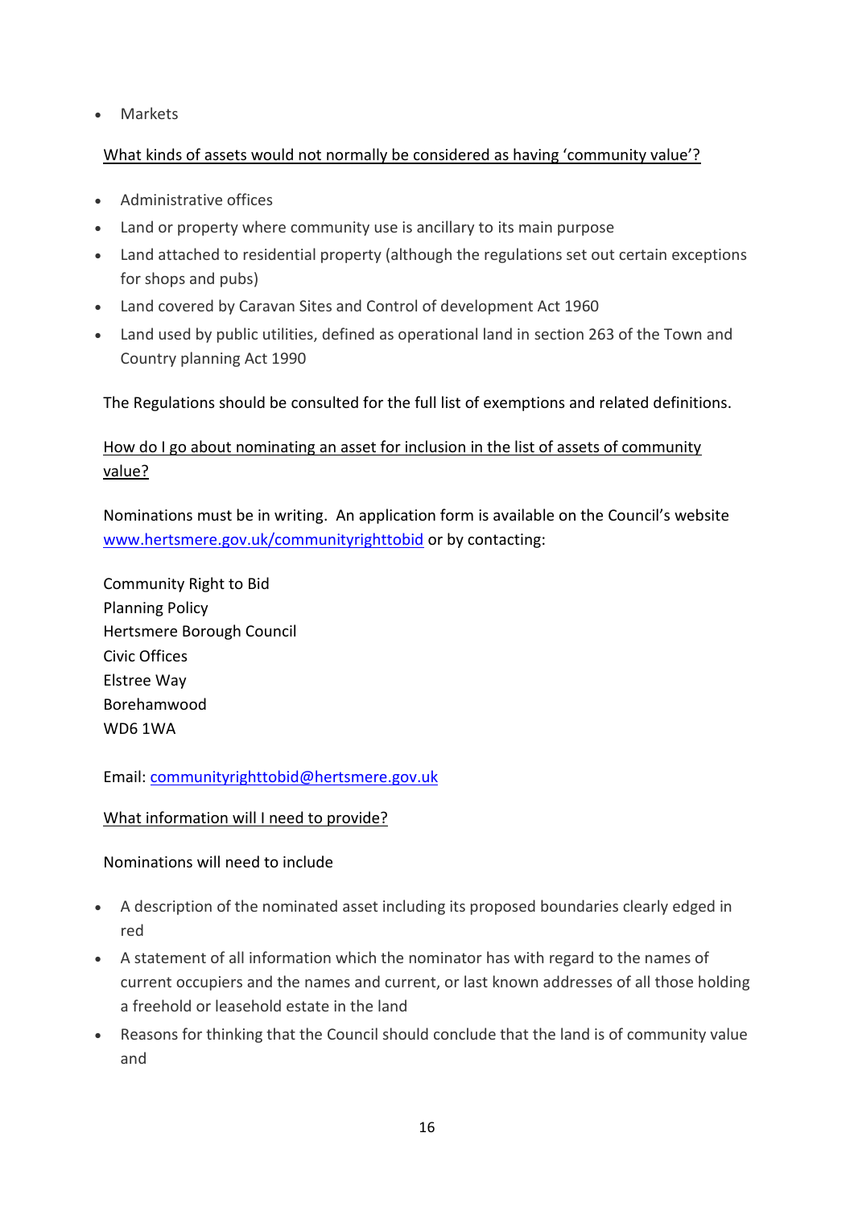- Markets

What kinds of assets would not normally be considered as having 'community value'?

- Administrative offices
- Land or property where community use is ancillary to its main purpose
- Land attached to residential property (although the regulations set out certain exceptions for shops and pubs)
- Land covered by Caravan Sites and Control of development Act 1960
- Land used by public utilities, defined as operational land in section 263 of the Town and Country planning Act 1990

The Regulations should be consulted for the full list of exemptions and related definitions.

How do I go about nominating an asset for inclusion in the list of assets of community value?

Nominations must be in writing. An application form is available on the Council's website [www.hertsmere.gov.uk/communityrighttobid](www.hertsmere.gov.uk/communityrighttobid) or by contacting:

Community Right to Bid
Planning Policy
Hertsmere Borough Council
Civic Offices
Elstree Way
Borehamwood
WD6 1WA

Email: [communityrighttobid@hertsmere.gov.uk](mailto:communityrighttobid@hertsmere.gov.uk)

What information will I need to provide?

Nominations will need to include

- A description of the nominated asset including its proposed boundaries clearly edged in red
- A statement of all information which the nominator has with regard to the names of current occupiers and the names and current, or last known addresses of all those holding a freehold or leasehold estate in the land
- Reasons for thinking that the Council should conclude that the land is of community value and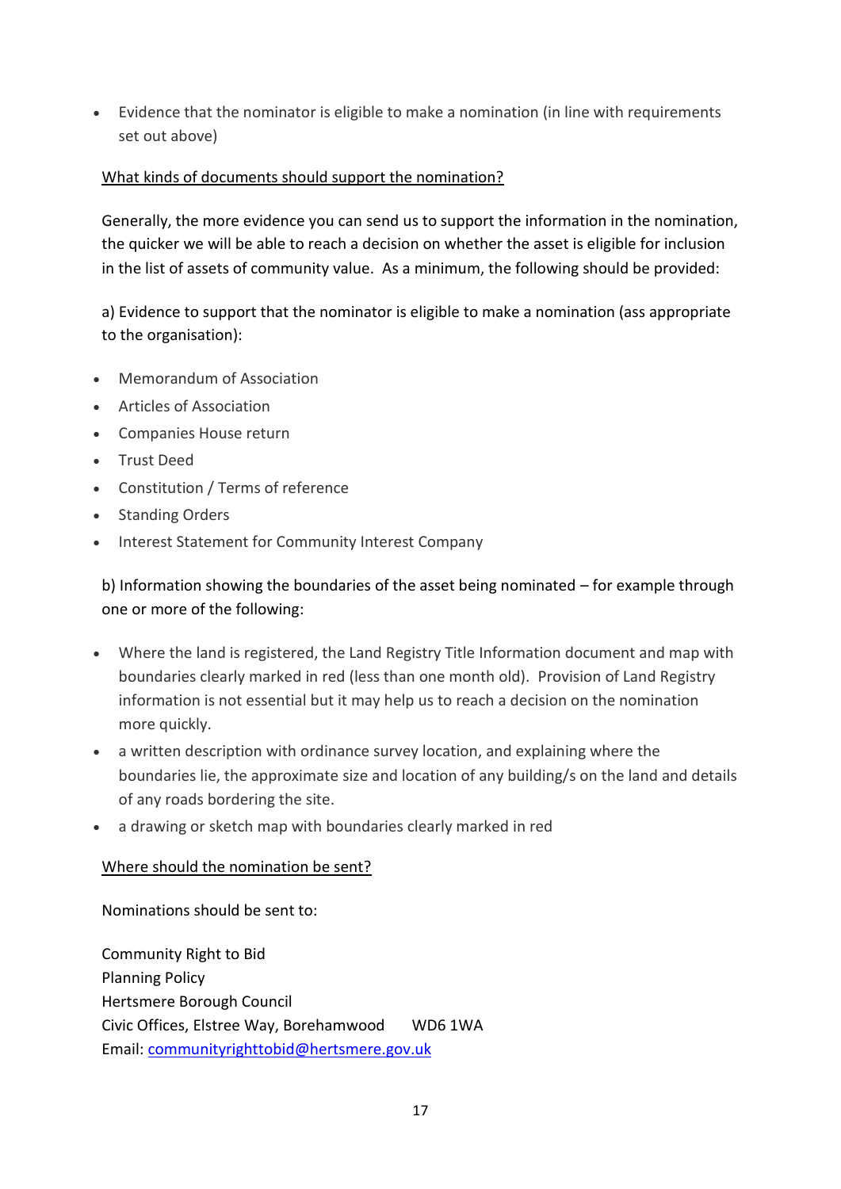- Evidence that the nominator is eligible to make a nomination (in line with requirements set out above)

What kinds of documents should support the nomination?

Generally, the more evidence you can send us to support the information in the nomination, the quicker we will be able to reach a decision on whether the asset is eligible for inclusion in the list of assets of community value. As a minimum, the following should be provided:

a) Evidence to support that the nominator is eligible to make a nomination (ass appropriate to the organisation):

- Memorandum of Association
- Articles of Association
- Companies House return
- Trust Deed
- Constitution / Terms of reference
- Standing Orders
- Interest Statement for Community Interest Company

b) Information showing the boundaries of the asset being nominated – for example through one or more of the following:

- Where the land is registered, the Land Registry Title Information document and map with boundaries clearly marked in red (less than one month old). Provision of Land Registry information is not essential but it may help us to reach a decision on the nomination more quickly.
- a written description with ordinance survey location, and explaining where the boundaries lie, the approximate size and location of any building/s on the land and details of any roads bordering the site.
- a drawing or sketch map with boundaries clearly marked in red

Where should the nomination be sent?

Nominations should be sent to:

Community Right to Bid
Planning Policy
Hertsmere Borough Council
Civic Offices, Elstree Way, Borehamwood WD6 1WA
Email: communityrighttobid@hertsmere.gov.uk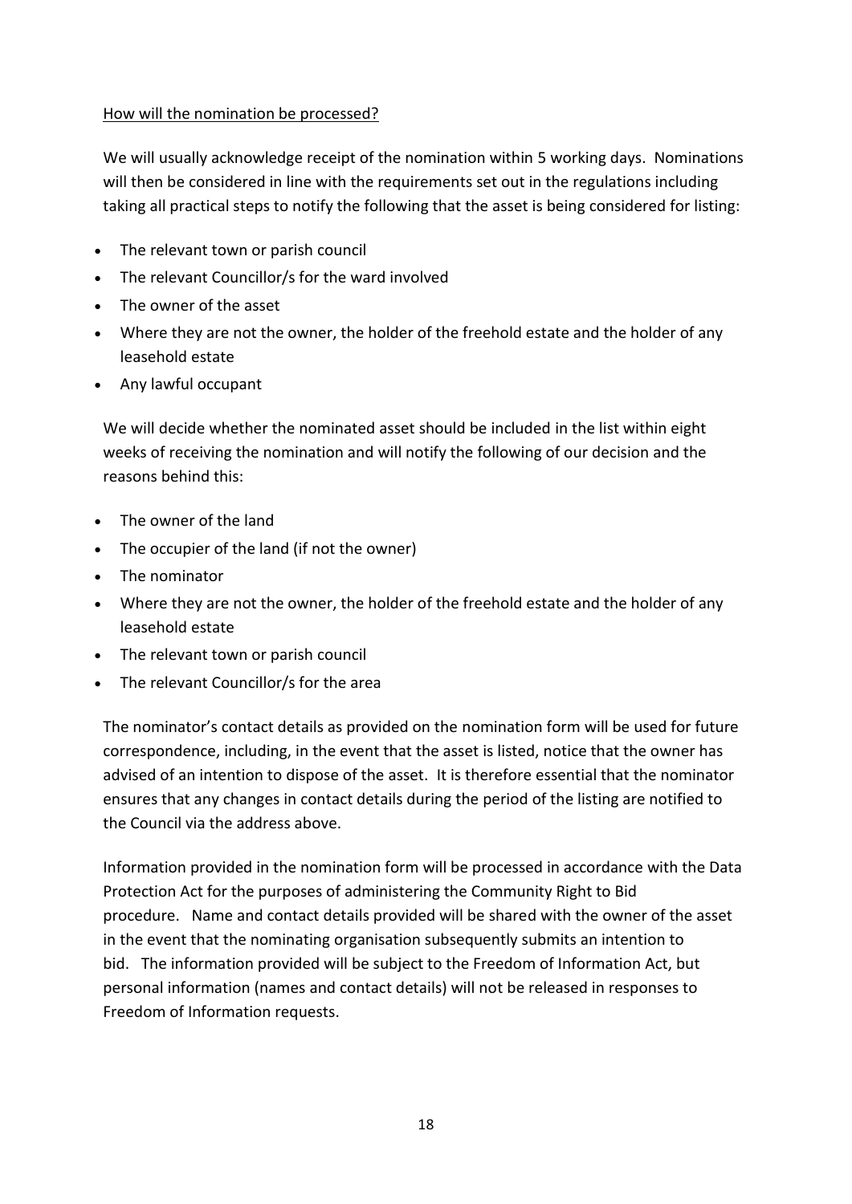How will the nomination be processed?

We will usually acknowledge receipt of the nomination within 5 working days. Nominations will then be considered in line with the requirements set out in the regulations including taking all practical steps to notify the following that the asset is being considered for listing:

- The relevant town or parish council
- The relevant Councillor/s for the ward involved
- The owner of the asset
- Where they are not the owner, the holder of the freehold estate and the holder of any leasehold estate
- Any lawful occupant

We will decide whether the nominated asset should be included in the list within eight weeks of receiving the nomination and will notify the following of our decision and the reasons behind this:

- The owner of the land
- The occupier of the land (if not the owner)
- The nominator
- Where they are not the owner, the holder of the freehold estate and the holder of any leasehold estate
- The relevant town or parish council
- The relevant Councillor/s for the area

The nominator's contact details as provided on the nomination form will be used for future correspondence, including, in the event that the asset is listed, notice that the owner has advised of an intention to dispose of the asset. It is therefore essential that the nominator ensures that any changes in contact details during the period of the listing are notified to the Council via the address above.

Information provided in the nomination form will be processed in accordance with the Data Protection Act for the purposes of administering the Community Right to Bid procedure. Name and contact details provided will be shared with the owner of the asset in the event that the nominating organisation subsequently submits an intention to bid. The information provided will be subject to the Freedom of Information Act, but personal information (names and contact details) will not be released in responses to Freedom of Information requests.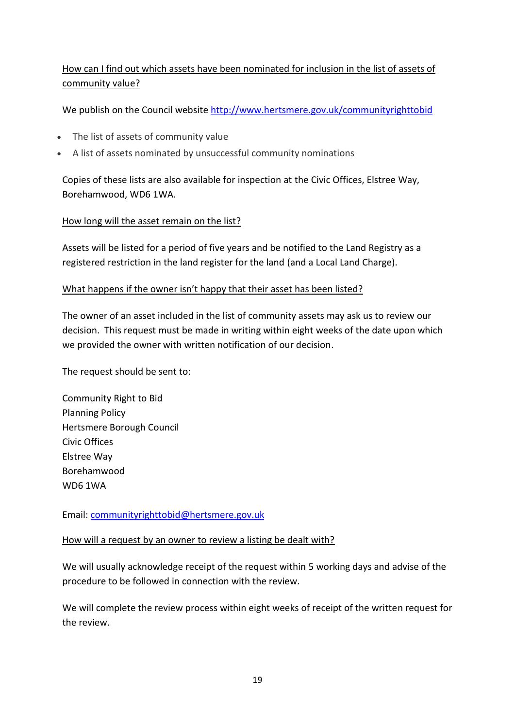<u>How can I find out which assets have been nominated for inclusion in the list of assets of community value?</u>

We publish on the Council website http://www.hertsmere.gov.uk/communityrighttobid

- The list of assets of community value
- A list of assets nominated by unsuccessful community nominations

Copies of these lists are also available for inspection at the Civic Offices, Elstree Way, Borehamwood, WD6 1WA.

<u>How long will the asset remain on the list?</u>

Assets will be listed for a period of five years and be notified to the Land Registry as a registered restriction in the land register for the land (and a Local Land Charge).

<u>What happens if the owner isn't happy that their asset has been listed?</u>

The owner of an asset included in the list of community assets may ask us to review our decision. This request must be made in writing within eight weeks of the date upon which we provided the owner with written notification of our decision.

The request should be sent to:

Community Right to Bid
Planning Policy
Hertsmere Borough Council
Civic Offices
Elstree Way
Borehamwood
WD6 1WA

Email: communityrighttobid@hertsmere.gov.uk

<u>How will a request by an owner to review a listing be dealt with?</u>

We will usually acknowledge receipt of the request within 5 working days and advise of the procedure to be followed in connection with the review.

We will complete the review process within eight weeks of receipt of the written request for the review.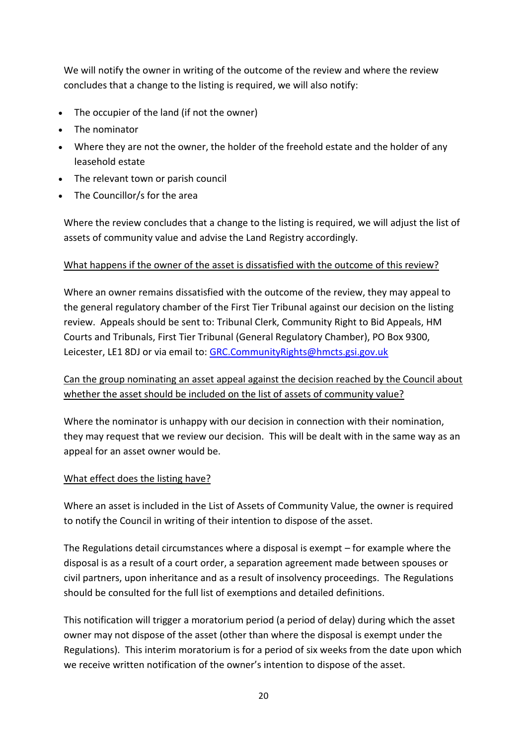We will notify the owner in writing of the outcome of the review and where the review concludes that a change to the listing is required, we will also notify:

- The occupier of the land (if not the owner)
- The nominator
- Where they are not the owner, the holder of the freehold estate and the holder of any leasehold estate
- The relevant town or parish council
- The Councillor/s for the area

Where the review concludes that a change to the listing is required, we will adjust the list of assets of community value and advise the Land Registry accordingly.

<u>What happens if the owner of the asset is dissatisfied with the outcome of this review?</u>

Where an owner remains dissatisfied with the outcome of the review, they may appeal to the general regulatory chamber of the First Tier Tribunal against our decision on the listing review. Appeals should be sent to: Tribunal Clerk, Community Right to Bid Appeals, HM Courts and Tribunals, First Tier Tribunal (General Regulatory Chamber), PO Box 9300, Leicester, LE1 8DJ or via email to: GRC.CommunityRights@hmcts.gsi.gov.uk

<u>Can the group nominating an asset appeal against the decision reached by the Council about whether the asset should be included on the list of assets of community value?</u>

Where the nominator is unhappy with our decision in connection with their nomination, they may request that we review our decision. This will be dealt with in the same way as an appeal for an asset owner would be.

<u>What effect does the listing have?</u>

Where an asset is included in the List of Assets of Community Value, the owner is required to notify the Council in writing of their intention to dispose of the asset.

The Regulations detail circumstances where a disposal is exempt – for example where the disposal is as a result of a court order, a separation agreement made between spouses or civil partners, upon inheritance and as a result of insolvency proceedings. The Regulations should be consulted for the full list of exemptions and detailed definitions.

This notification will trigger a moratorium period (a period of delay) during which the asset owner may not dispose of the asset (other than where the disposal is exempt under the Regulations). This interim moratorium is for a period of six weeks from the date upon which we receive written notification of the owner's intention to dispose of the asset.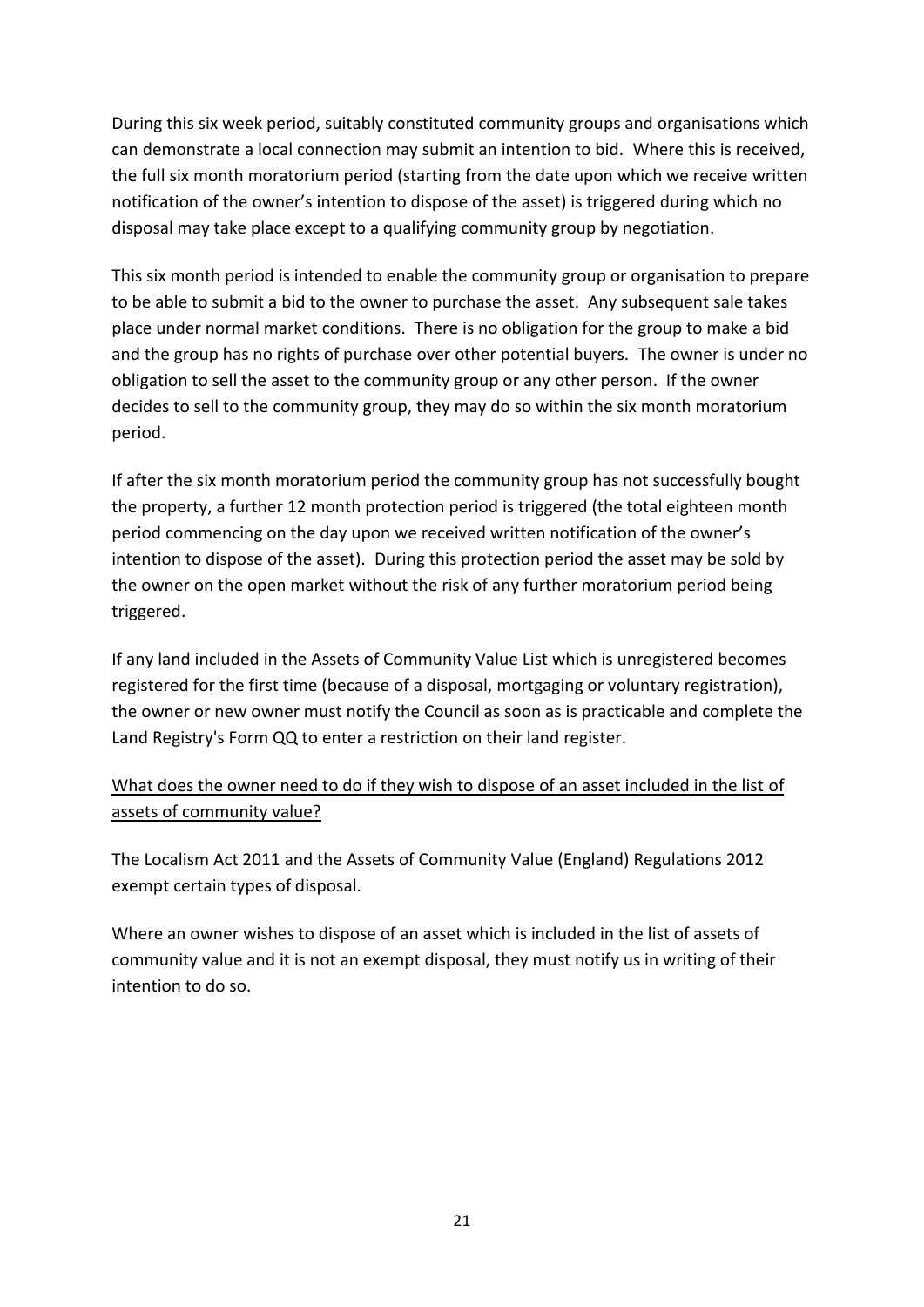During this six week period, suitably constituted community groups and organisations which can demonstrate a local connection may submit an intention to bid. Where this is received, the full six month moratorium period (starting from the date upon which we receive written notification of the owner's intention to dispose of the asset) is triggered during which no disposal may take place except to a qualifying community group by negotiation.

This six month period is intended to enable the community group or organisation to prepare to be able to submit a bid to the owner to purchase the asset. Any subsequent sale takes place under normal market conditions. There is no obligation for the group to make a bid and the group has no rights of purchase over other potential buyers. The owner is under no obligation to sell the asset to the community group or any other person. If the owner decides to sell to the community group, they may do so within the six month moratorium period.

If after the six month moratorium period the community group has not successfully bought the property, a further 12 month protection period is triggered (the total eighteen month period commencing on the day upon we received written notification of the owner's intention to dispose of the asset). During this protection period the asset may be sold by the owner on the open market without the risk of any further moratorium period being triggered.

If any land included in the Assets of Community Value List which is unregistered becomes registered for the first time (because of a disposal, mortgaging or voluntary registration), the owner or new owner must notify the Council as soon as is practicable and complete the Land Registry's Form QQ to enter a restriction on their land register.

<u>What does the owner need to do if they wish to dispose of an asset included in the list of assets of community value?</u>

The Localism Act 2011 and the Assets of Community Value (England) Regulations 2012 exempt certain types of disposal.

Where an owner wishes to dispose of an asset which is included in the list of assets of community value and it is not an exempt disposal, they must notify us in writing of their intention to do so.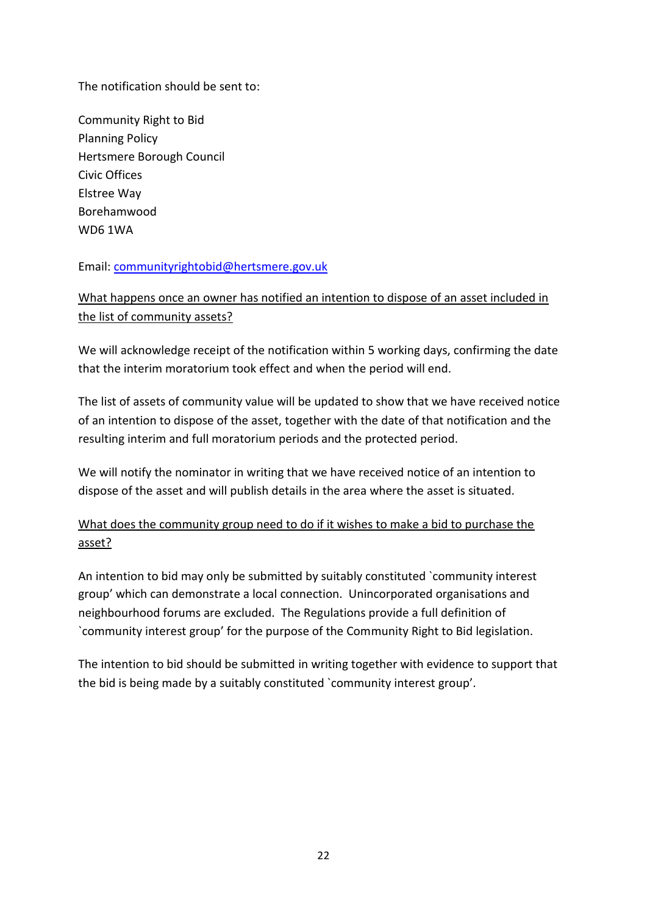The notification should be sent to:

Community Right to Bid
Planning Policy
Hertsmere Borough Council
Civic Offices
Elstree Way
Borehamwood
WD6 1WA

Email: communityrightobid@hertsmere.gov.uk

<u>What happens once an owner has notified an intention to dispose of an asset included in the list of community assets?</u>

We will acknowledge receipt of the notification within 5 working days, confirming the date that the interim moratorium took effect and when the period will end.

The list of assets of community value will be updated to show that we have received notice of an intention to dispose of the asset, together with the date of that notification and the resulting interim and full moratorium periods and the protected period.

We will notify the nominator in writing that we have received notice of an intention to dispose of the asset and will publish details in the area where the asset is situated.

<u>What does the community group need to do if it wishes to make a bid to purchase the asset?</u>

An intention to bid may only be submitted by suitably constituted `community interest group' which can demonstrate a local connection. Unincorporated organisations and neighbourhood forums are excluded. The Regulations provide a full definition of `community interest group' for the purpose of the Community Right to Bid legislation.

The intention to bid should be submitted in writing together with evidence to support that the bid is being made by a suitably constituted `community interest group'.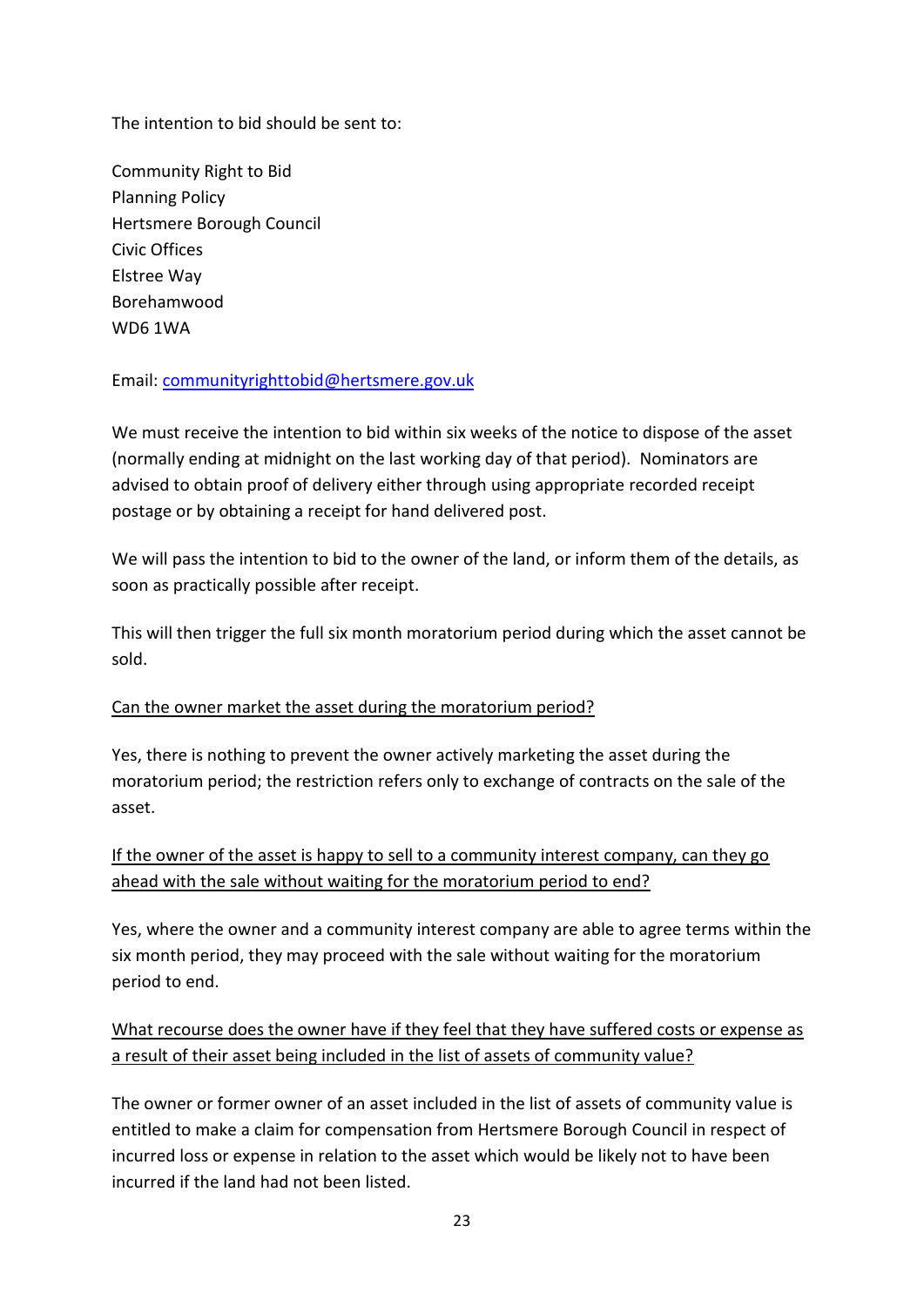The intention to bid should be sent to:

Community Right to Bid  
Planning Policy  
Hertsmere Borough Council  
Civic Offices  
Elstree Way  
Borehamwood  
WD6 1WA

Email: communityrighttobid@hertsmere.gov.uk

We must receive the intention to bid within six weeks of the notice to dispose of the asset (normally ending at midnight on the last working day of that period). Nominators are advised to obtain proof of delivery either through using appropriate recorded receipt postage or by obtaining a receipt for hand delivered post.

We will pass the intention to bid to the owner of the land, or inform them of the details, as soon as practically possible after receipt.

This will then trigger the full six month moratorium period during which the asset cannot be sold.

<u>Can the owner market the asset during the moratorium period?</u>

Yes, there is nothing to prevent the owner actively marketing the asset during the moratorium period; the restriction refers only to exchange of contracts on the sale of the asset.

<u>If the owner of the asset is happy to sell to a community interest company, can they go ahead with the sale without waiting for the moratorium period to end?</u>

Yes, where the owner and a community interest company are able to agree terms within the six month period, they may proceed with the sale without waiting for the moratorium period to end.

<u>What recourse does the owner have if they feel that they have suffered costs or expense as a result of their asset being included in the list of assets of community value?</u>

The owner or former owner of an asset included in the list of assets of community value is entitled to make a claim for compensation from Hertsmere Borough Council in respect of incurred loss or expense in relation to the asset which would be likely not to have been incurred if the land had not been listed.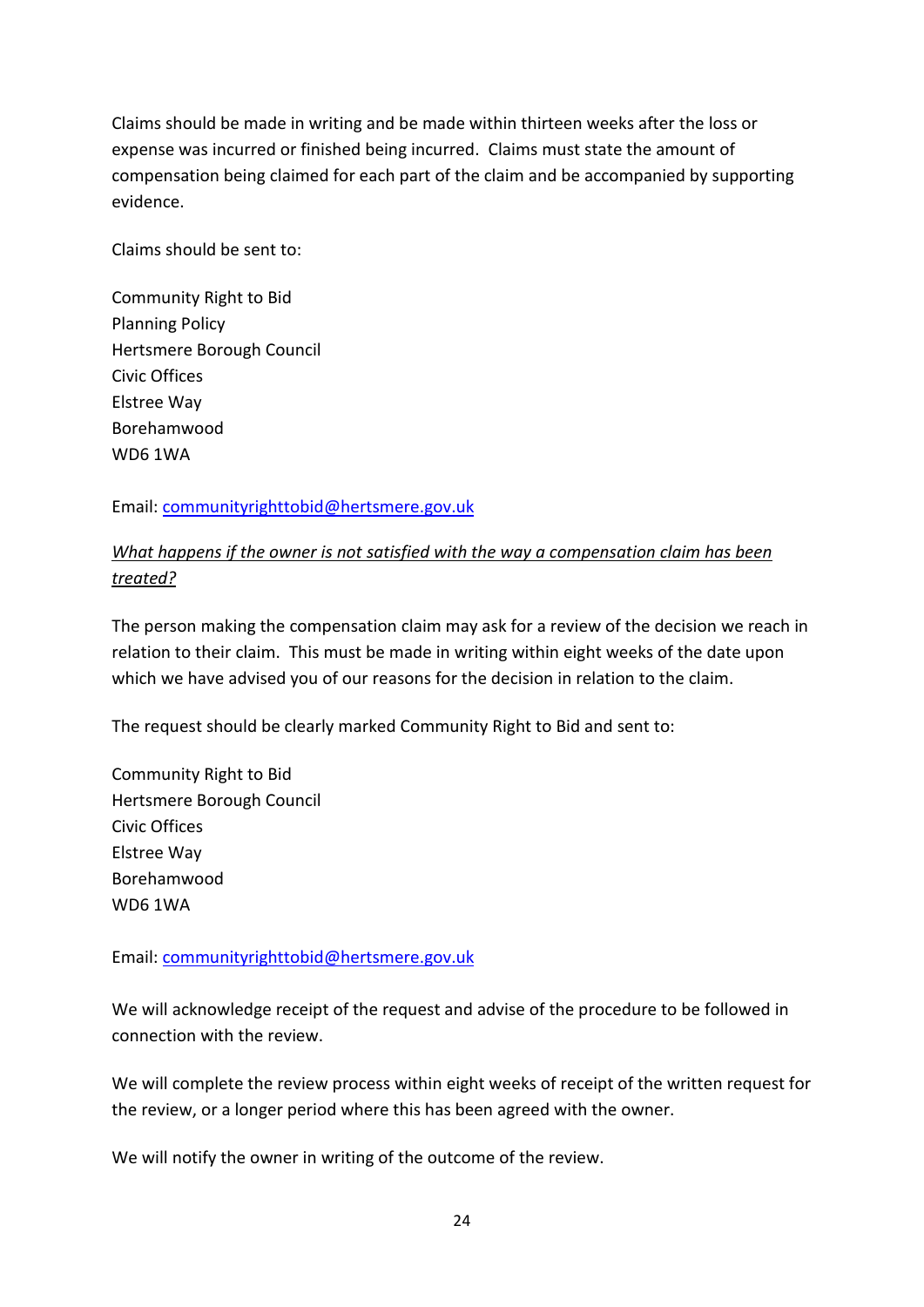Claims should be made in writing and be made within thirteen weeks after the loss or expense was incurred or finished being incurred. Claims must state the amount of compensation being claimed for each part of the claim and be accompanied by supporting evidence.

Claims should be sent to:

Community Right to Bid
Planning Policy
Hertsmere Borough Council
Civic Offices
Elstree Way
Borehamwood
WD6 1WA

Email: communityrighttobid@hertsmere.gov.uk

*What happens if the owner is not satisfied with the way a compensation claim has been treated?*

The person making the compensation claim may ask for a review of the decision we reach in relation to their claim. This must be made in writing within eight weeks of the date upon which we have advised you of our reasons for the decision in relation to the claim.

The request should be clearly marked Community Right to Bid and sent to:

Community Right to Bid
Hertsmere Borough Council
Civic Offices
Elstree Way
Borehamwood
WD6 1WA

Email: communityrighttobid@hertsmere.gov.uk

We will acknowledge receipt of the request and advise of the procedure to be followed in connection with the review.

We will complete the review process within eight weeks of receipt of the written request for the review, or a longer period where this has been agreed with the owner.

We will notify the owner in writing of the outcome of the review.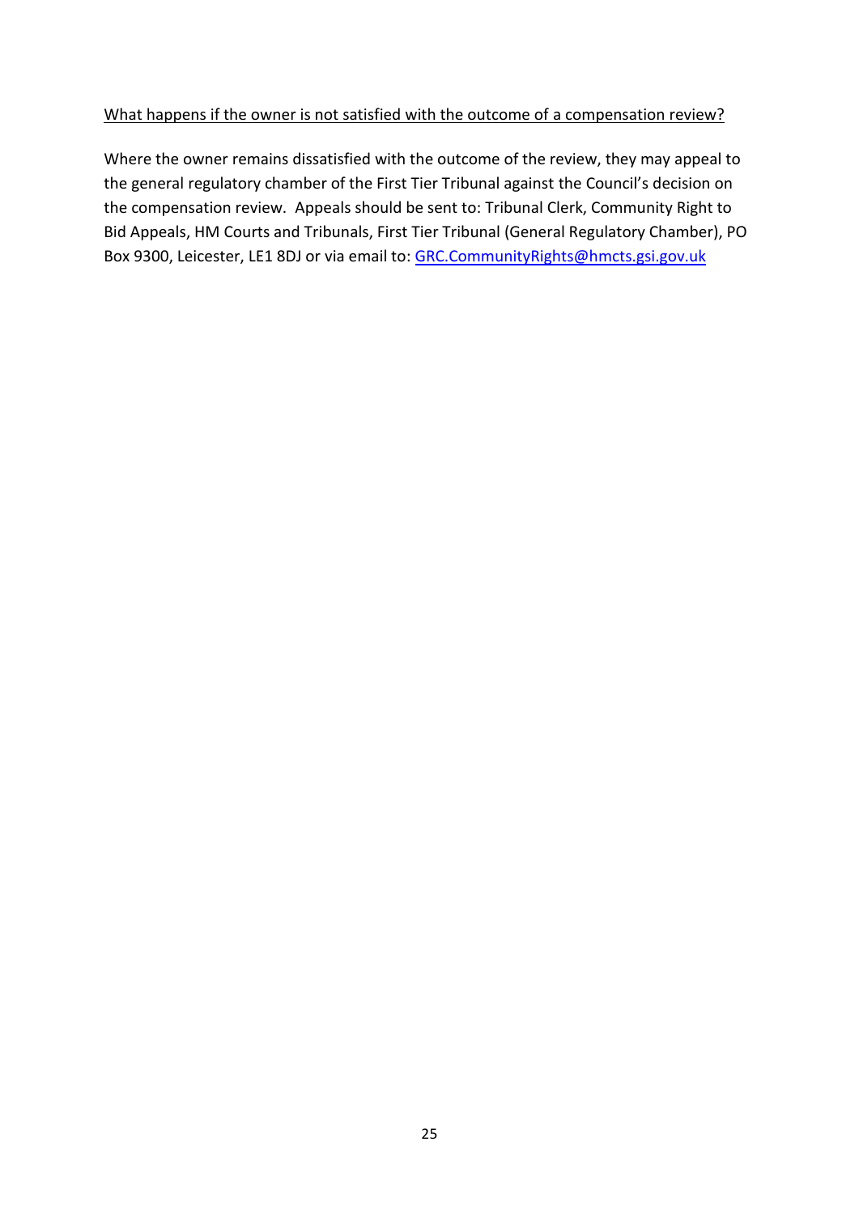What happens if the owner is not satisfied with the outcome of a compensation review?

Where the owner remains dissatisfied with the outcome of the review, they may appeal to the general regulatory chamber of the First Tier Tribunal against the Council's decision on the compensation review. Appeals should be sent to: Tribunal Clerk, Community Right to Bid Appeals, HM Courts and Tribunals, First Tier Tribunal (General Regulatory Chamber), PO Box 9300, Leicester, LE1 8DJ or via email to: GRC.CommunityRights@hmcts.gsi.gov.uk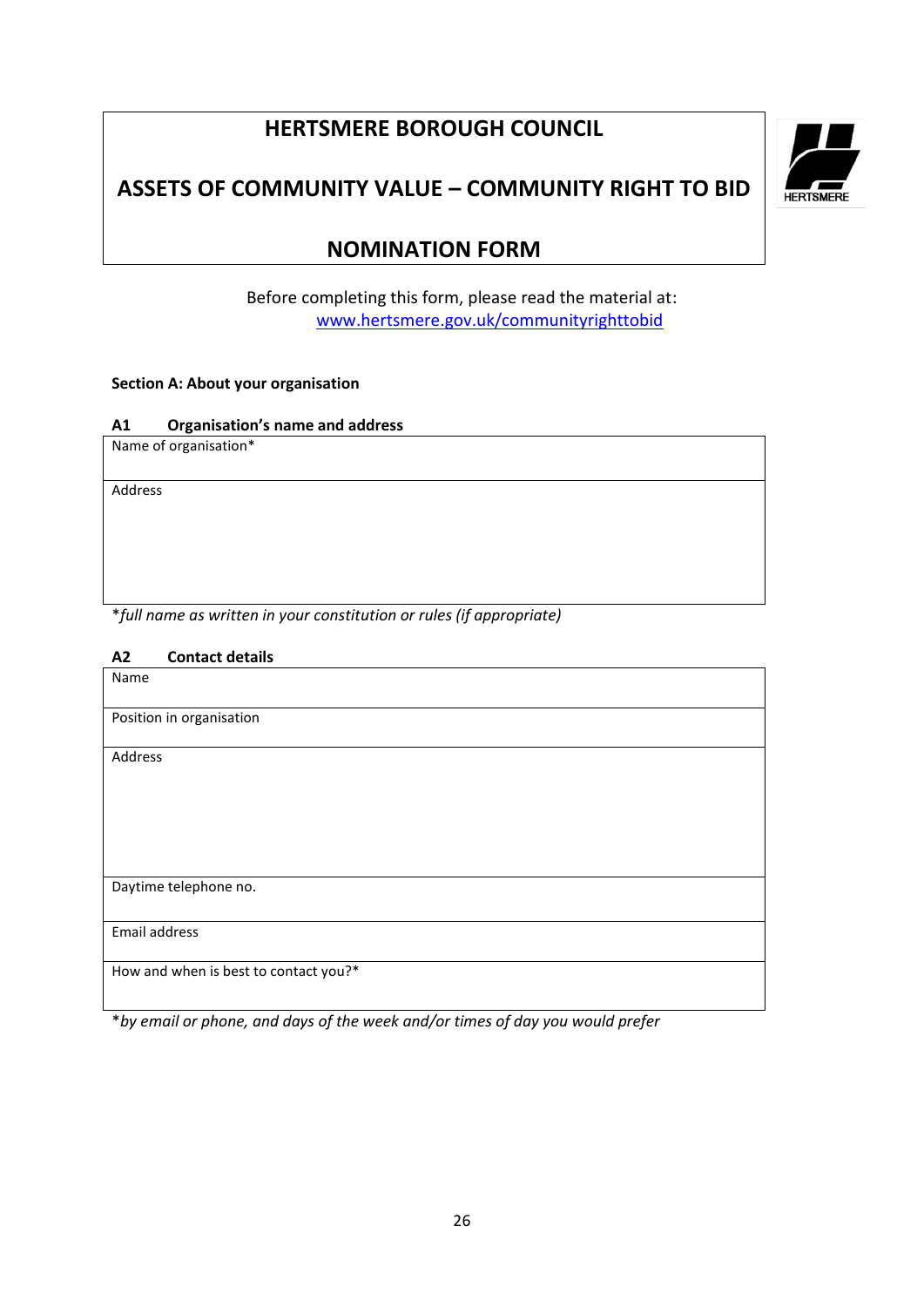# HERTSMERE BOROUGH COUNCIL

## ASSETS OF COMMUNITY VALUE – COMMUNITY RIGHT TO BID

## NOMINATION FORM

Before completing this form, please read the material at:
[www.hertsmere.gov.uk/communityrighttobid](http://www.hertsmere.gov.uk/communityrighttobid)

**Section A: About your organisation**

**A1 Organisation's name and address**

| |
|---|
| Name of organisation* |
| Address |

**full name as written in your constitution or rules (if appropriate)*

**A2 Contact details**

| |
|---|
| Name |
| Position in organisation |
| Address |
| Daytime telephone no. |
| Email address |
| How and when is best to contact you?* |

**by email or phone, and days of the week and/or times of day you would prefer*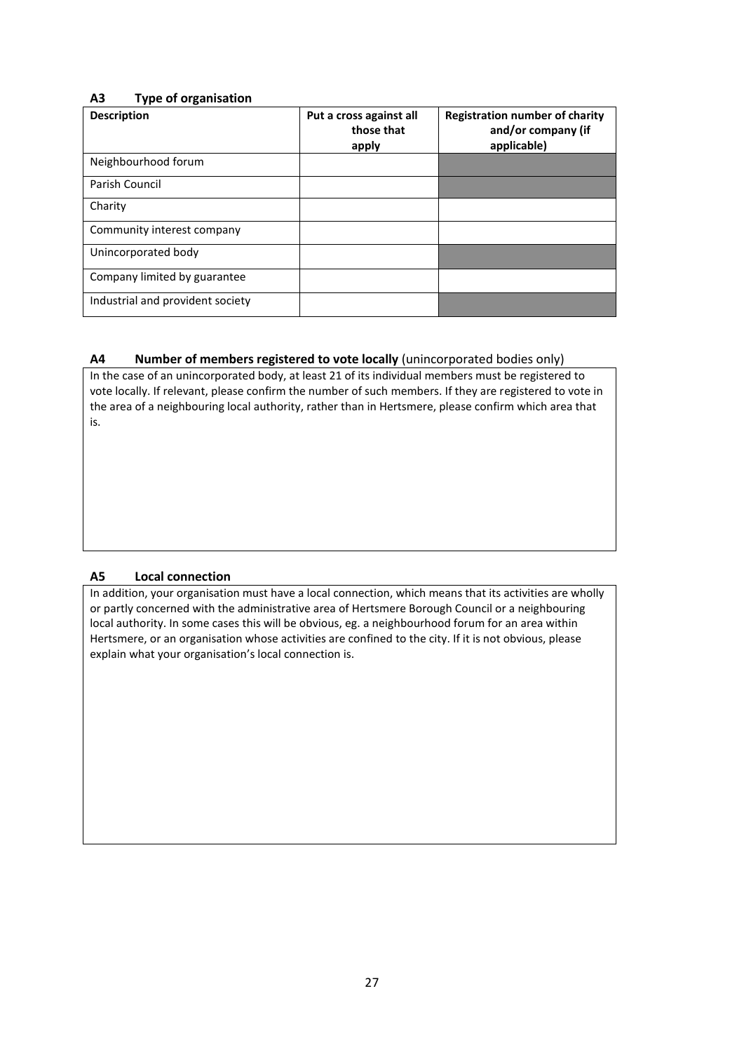### A3 Type of organisation

| Description | Put a cross against all those that apply | Registration number of charity and/or company (if applicable) |
|---|---|---|
| Neighbourhood forum | | |
| Parish Council | | |
| Charity | | |
| Community interest company | | |
| Unincorporated body | | |
| Company limited by guarantee | | |
| Industrial and provident society | | |

### A4 Number of members registered to vote locally (unincorporated bodies only)

In the case of an unincorporated body, at least 21 of its individual members must be registered to vote locally. If relevant, please confirm the number of such members. If they are registered to vote in the area of a neighbouring local authority, rather than in Hertsmere, please confirm which area that is.

### A5 Local connection

In addition, your organisation must have a local connection, which means that its activities are wholly or partly concerned with the administrative area of Hertsmere Borough Council or a neighbouring local authority. In some cases this will be obvious, eg. a neighbourhood forum for an area within Hertsmere, or an organisation whose activities are confined to the city. If it is not obvious, please explain what your organisation's local connection is.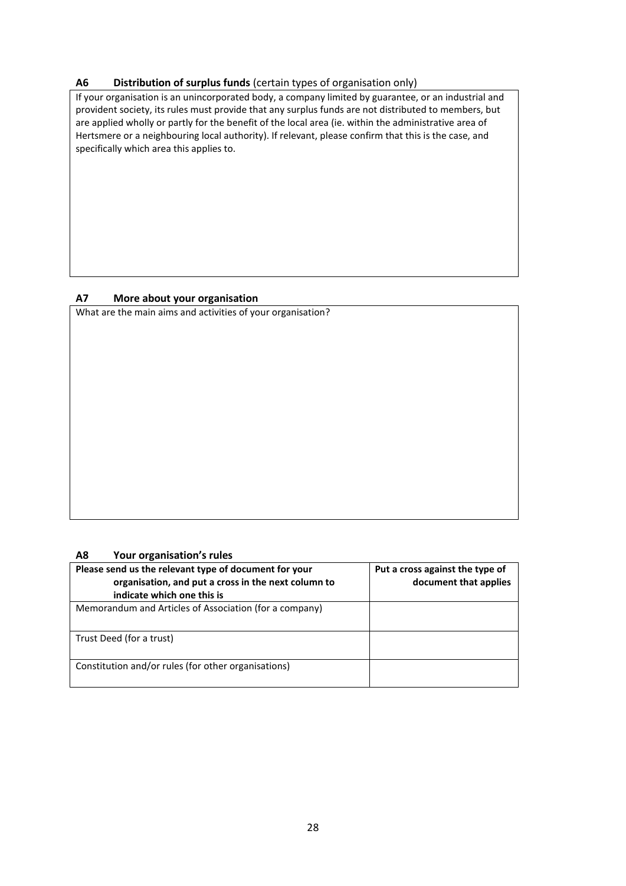### A6 Distribution of surplus funds (certain types of organisation only)

If your organisation is an unincorporated body, a company limited by guarantee, or an industrial and provident society, its rules must provide that any surplus funds are not distributed to members, but are applied wholly or partly for the benefit of the local area (ie. within the administrative area of Hertsmere or a neighbouring local authority). If relevant, please confirm that this is the case, and specifically which area this applies to.

### A7 More about your organisation

What are the main aims and activities of your organisation?

### A8 Your organisation's rules

| Please send us the relevant type of document for your organisation, and put a cross in the next column to indicate which one this is | Put a cross against the type of document that applies |
|---|---|
| Memorandum and Articles of Association (for a company) | |
| Trust Deed (for a trust) | |
| Constitution and/or rules (for other organisations) | |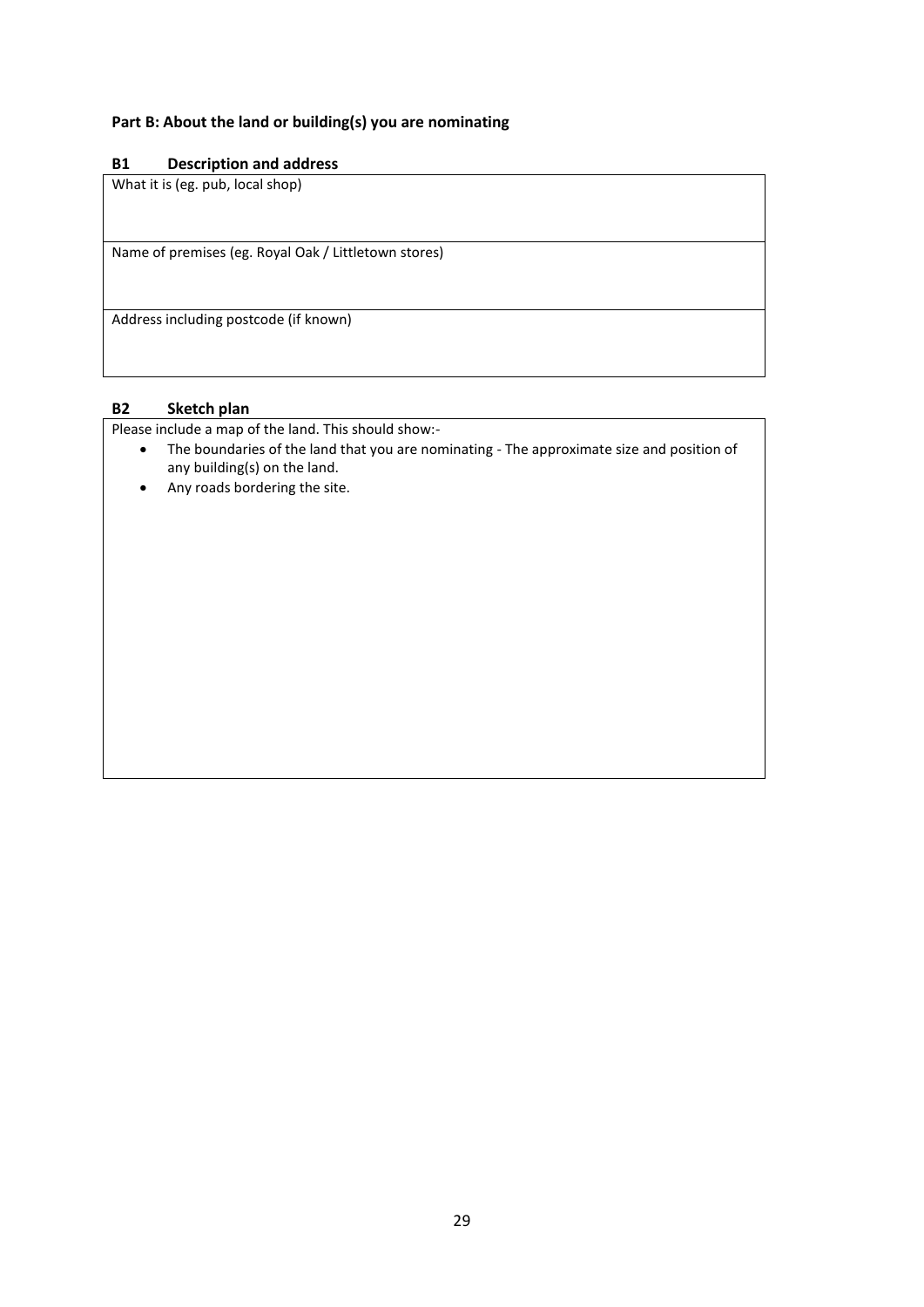## Part B: About the land or building(s) you are nominating

### B1 Description and address

| |
|---|
| What it is (eg. pub, local shop) |
| Name of premises (eg. Royal Oak / Littletown stores) |
| Address including postcode (if known) |

### B2 Sketch plan

Please include a map of the land. This should show:-

- The boundaries of the land that you are nominating - The approximate size and position of any building(s) on the land.
- Any roads bordering the site.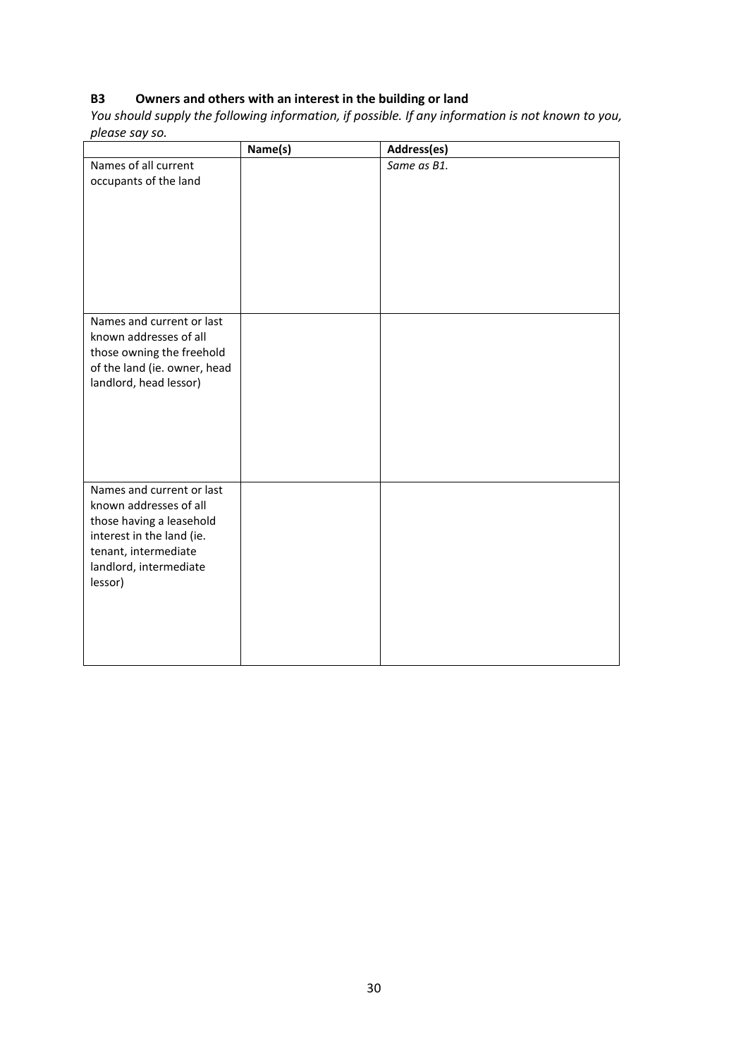### B3 Owners and others with an interest in the building or land

*You should supply the following information, if possible. If any information is not known to you, please say so.*

| | Name(s) | Address(es) |
| --- | --- | --- |
| Names of all current occupants of the land | | *Same as B1.* |
| Names and current or last known addresses of all those owning the freehold of the land (ie. owner, head landlord, head lessor) | | |
| Names and current or last known addresses of all those having a leasehold interest in the land (ie. tenant, intermediate landlord, intermediate lessor) | | |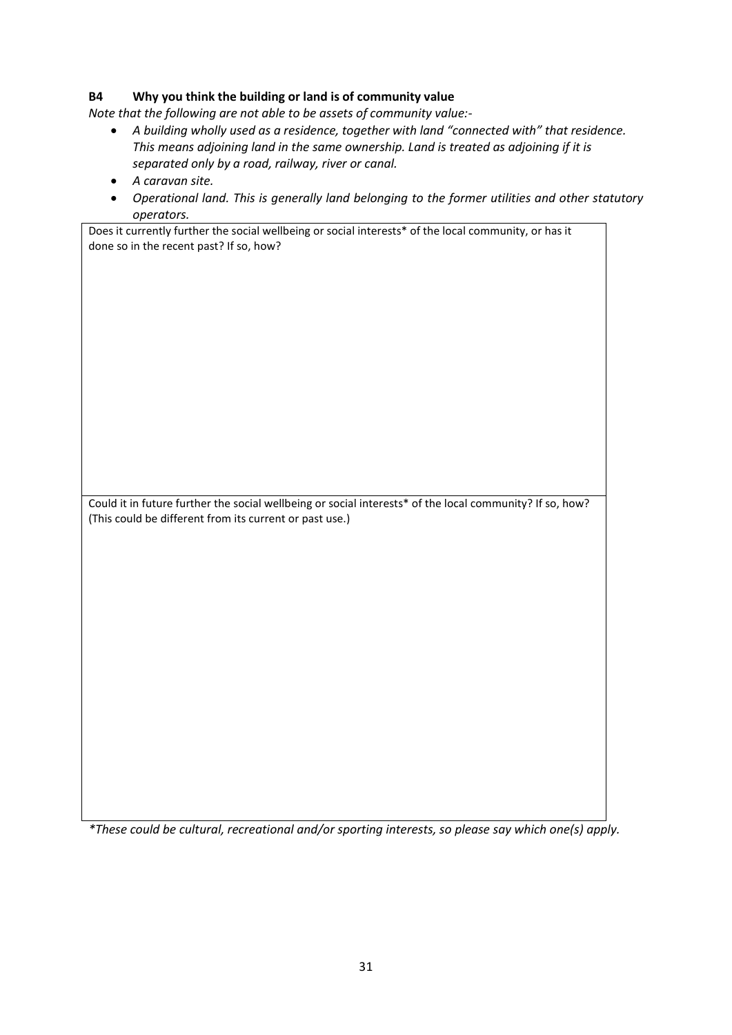**B4 Why you think the building or land is of community value**

*Note that the following are not able to be assets of community value:-*

- *A building wholly used as a residence, together with land "connected with" that residence. This means adjoining land in the same ownership. Land is treated as adjoining if it is separated only by a road, railway, river or canal.*
- *A caravan site.*
- *Operational land. This is generally land belonging to the former utilities and other statutory operators.*

| |
|---|
| Does it currently further the social wellbeing or social interests* of the local community, or has it done so in the recent past? If so, how? |
| Could it in future further the social wellbeing or social interests* of the local community? If so, how? (This could be different from its current or past use.) |

*\*These could be cultural, recreational and/or sporting interests, so please say which one(s) apply.*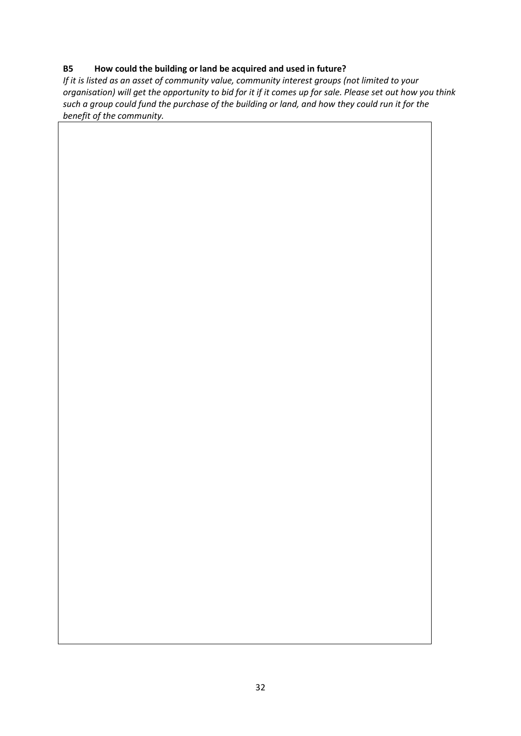**B5 How could the building or land be acquired and used in future?**

*If it is listed as an asset of community value, community interest groups (not limited to your organisation) will get the opportunity to bid for it if it comes up for sale. Please set out how you think such a group could fund the purchase of the building or land, and how they could run it for the benefit of the community.*

| |
|---|
| |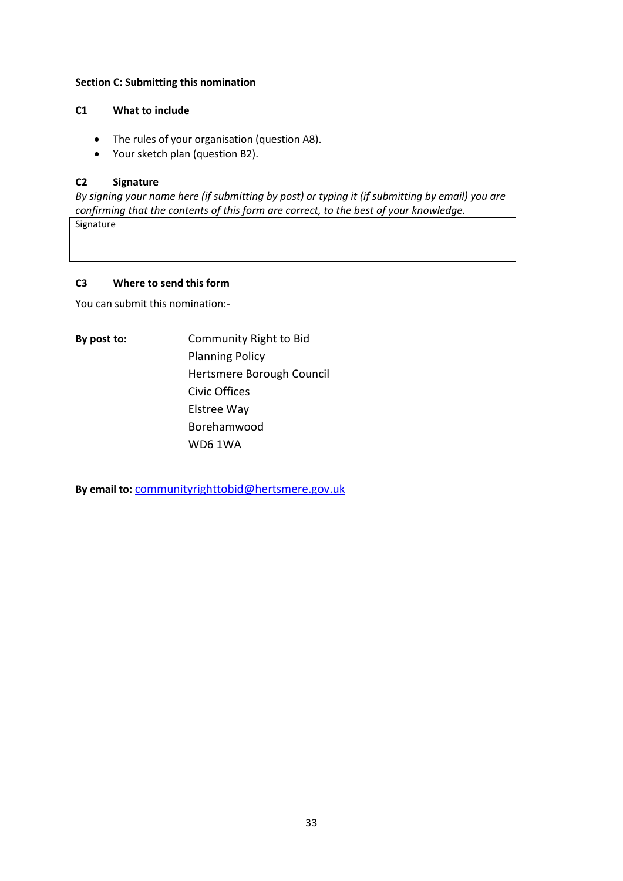**Section C: Submitting this nomination**

**C1 What to include**

- The rules of your organisation (question A8).
- Your sketch plan (question B2).

**C2 Signature**

*By signing your name here (if submitting by post) or typing it (if submitting by email) you are confirming that the contents of this form are correct, to the best of your knowledge.*

| Signature |
|---|
| |

**C3 Where to send this form**

You can submit this nomination:-

**By post to:**

Community Right to Bid
Planning Policy
Hertsmere Borough Council
Civic Offices
Elstree Way
Borehamwood
WD6 1WA

**By email to:** communityrighttobid@hertsmere.gov.uk